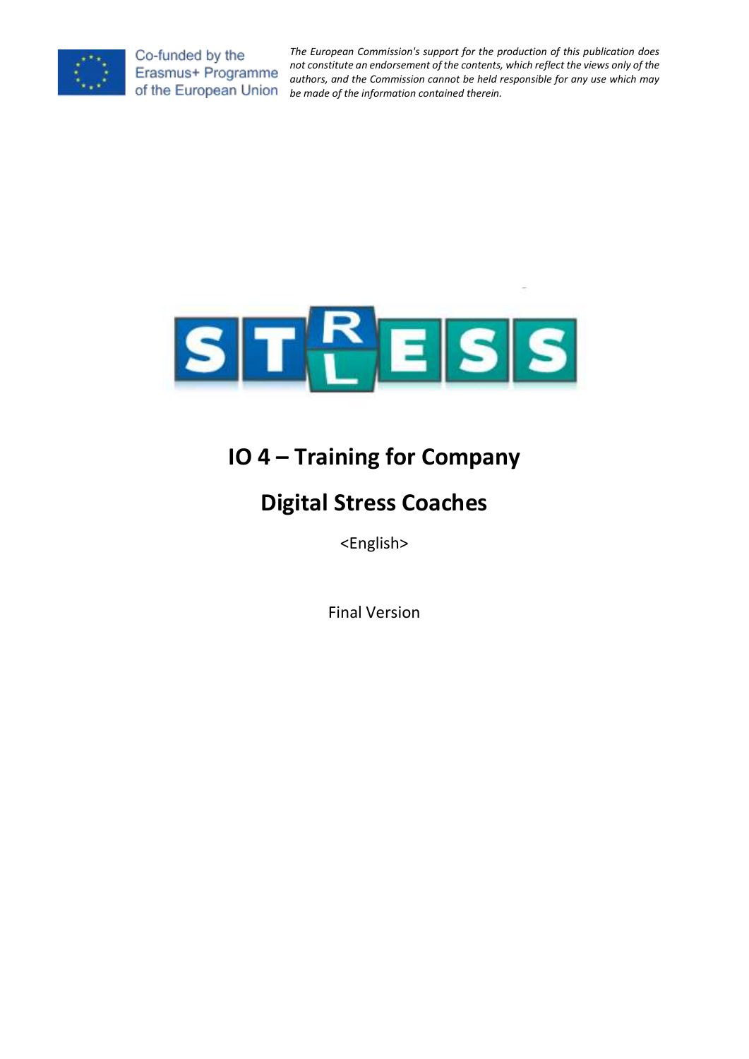Co-funded by the Erasmus+ Programme of the European Union

*The European Commission's support for the production of this publication does not constitute an endorsement of the contents, which reflect the views only of the authors, and the Commission cannot be held responsible for any use which may be made of the information contained therein.*

# IO 4 – Training for Company

# Digital Stress Coaches

<English>

Final Version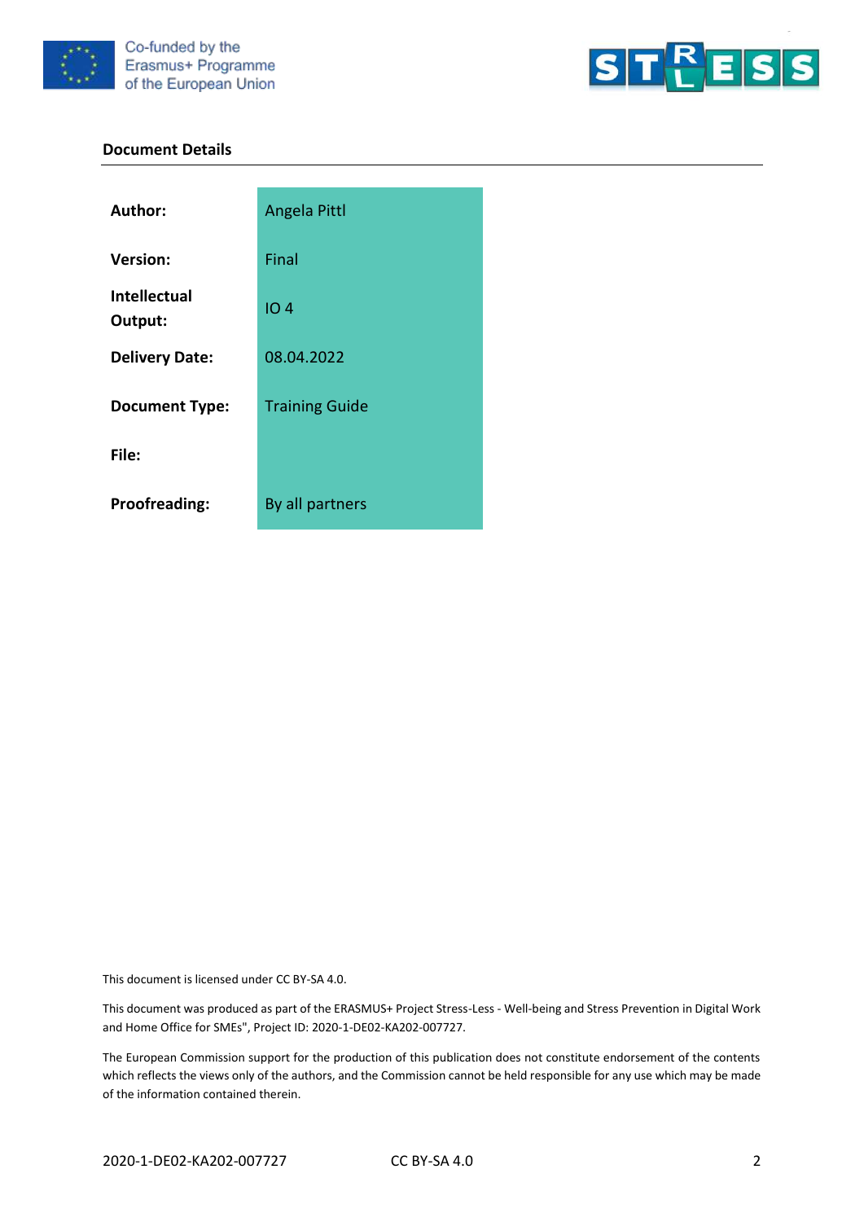## Document Details

| | |
|---|---|
| **Author:** | Angela Pittl |
| **Version:** | Final |
| **Intellectual Output:** | IO 4 |
| **Delivery Date:** | 08.04.2022 |
| **Document Type:** | Training Guide |
| **File:** | |
| **Proofreading:** | By all partners |

This document is licensed under CC BY-SA 4.0.

This document was produced as part of the ERASMUS+ Project Stress-Less - Well-being and Stress Prevention in Digital Work and Home Office for SMEs", Project ID: 2020-1-DE02-KA202-007727.

The European Commission support for the production of this publication does not constitute endorsement of the contents which reflects the views only of the authors, and the Commission cannot be held responsible for any use which may be made of the information contained therein.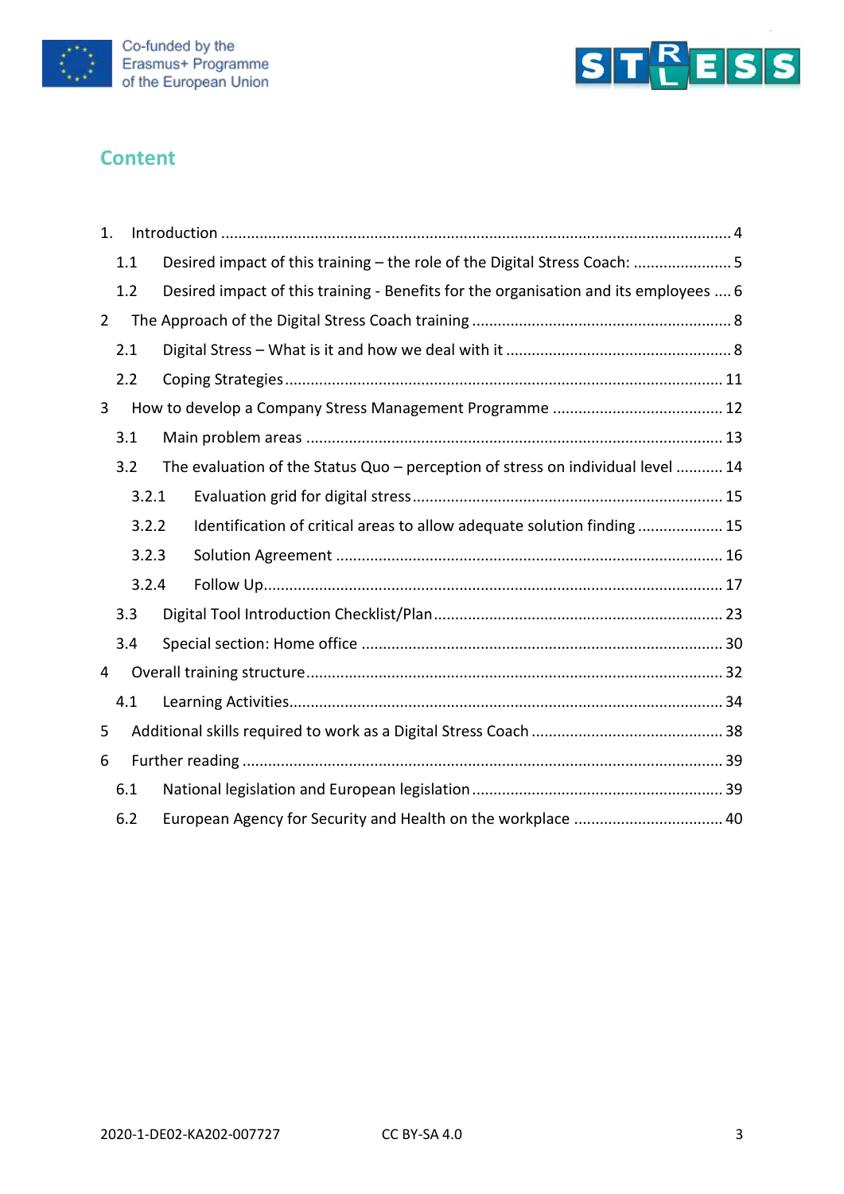## Content

1. Introduction ........................................................................................................................ 4
    1.1 Desired impact of this training – the role of the Digital Stress Coach: ....................... 5
    1.2 Desired impact of this training - Benefits for the organisation and its employees .... 6
2 The Approach of the Digital Stress Coach training ............................................................ 8
    2.1 Digital Stress – What is it and how we deal with it ..................................................... 8
    2.2 Coping Strategies ..................................................................................................... 11
3 How to develop a Company Stress Management Programme ........................................ 12
    3.1 Main problem areas ................................................................................................. 13
    3.2 The evaluation of the Status Quo – perception of stress on individual level ........... 14
        3.2.1 Evaluation grid for digital stress ........................................................................ 15
        3.2.2 Identification of critical areas to allow adequate solution finding .................... 15
        3.2.3 Solution Agreement .......................................................................................... 16
        3.2.4 Follow Up ........................................................................................................... 17
    3.3 Digital Tool Introduction Checklist/Plan ................................................................... 23
    3.4 Special section: Home office .................................................................................... 30
4 Overall training structure ................................................................................................. 32
    4.1 Learning Activities ..................................................................................................... 34
5 Additional skills required to work as a Digital Stress Coach ............................................ 38
6 Further reading ................................................................................................................ 39
    6.1 National legislation and European legislation .......................................................... 39
    6.2 European Agency for Security and Health on the workplace .................................. 40

2020-1-DE02-KA202-007727 CC BY-SA 4.0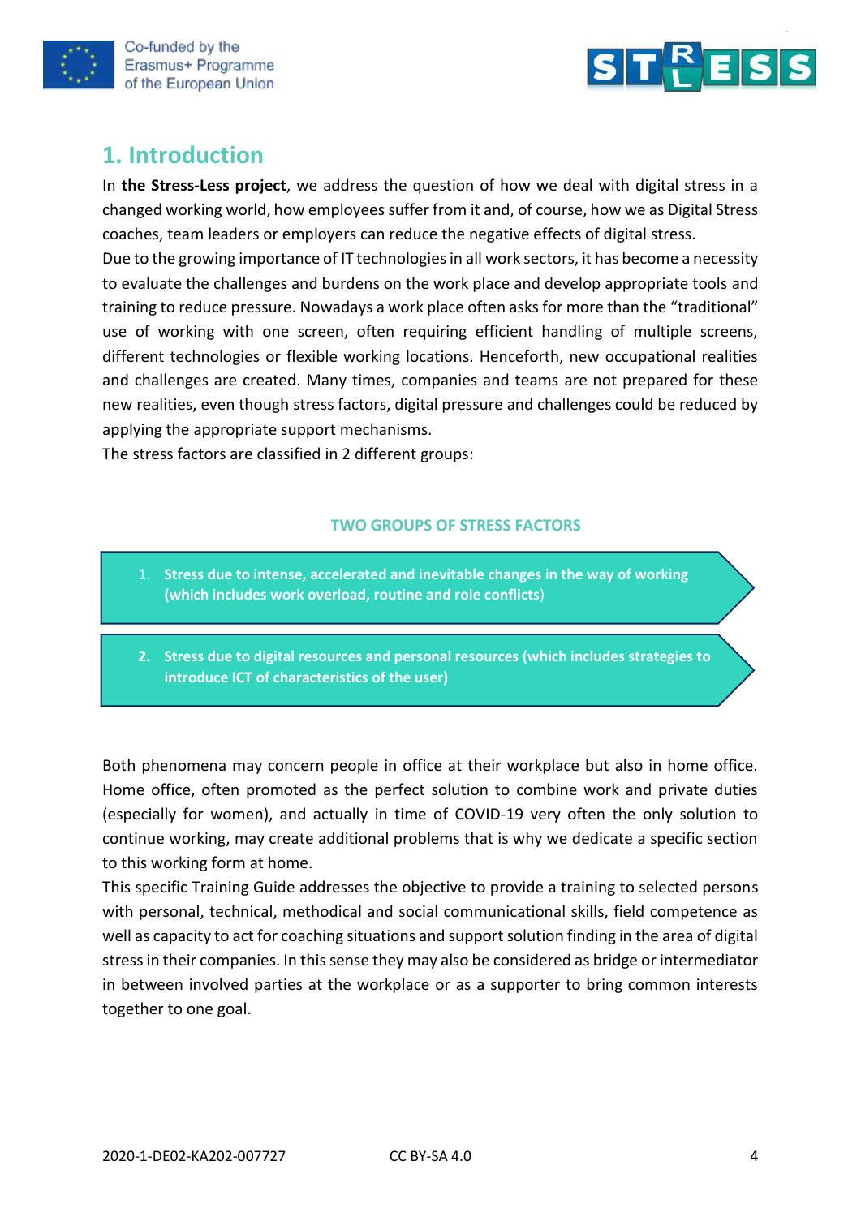# 1. Introduction

In **the Stress-Less project**, we address the question of how we deal with digital stress in a changed working world, how employees suffer from it and, of course, how we as Digital Stress coaches, team leaders or employers can reduce the negative effects of digital stress.

Due to the growing importance of IT technologies in all work sectors, it has become a necessity to evaluate the challenges and burdens on the work place and develop appropriate tools and training to reduce pressure. Nowadays a work place often asks for more than the "traditional" use of working with one screen, often requiring efficient handling of multiple screens, different technologies or flexible working locations. Henceforth, new occupational realities and challenges are created. Many times, companies and teams are not prepared for these new realities, even though stress factors, digital pressure and challenges could be reduced by applying the appropriate support mechanisms.

The stress factors are classified in 2 different groups:

**TWO GROUPS OF STRESS FACTORS**

1. **Stress due to intense, accelerated and inevitable changes in the way of working (which includes work overload, routine and role conflicts)**
2. **Stress due to digital resources and personal resources (which includes strategies to introduce ICT of characteristics of the user)**

Both phenomena may concern people in office at their workplace but also in home office. Home office, often promoted as the perfect solution to combine work and private duties (especially for women), and actually in time of COVID-19 very often the only solution to continue working, may create additional problems that is why we dedicate a specific section to this working form at home.

This specific Training Guide addresses the objective to provide a training to selected persons with personal, technical, methodical and social communicational skills, field competence as well as capacity to act for coaching situations and support solution finding in the area of digital stress in their companies. In this sense they may also be considered as bridge or intermediator in between involved parties at the workplace or as a supporter to bring common interests together to one goal.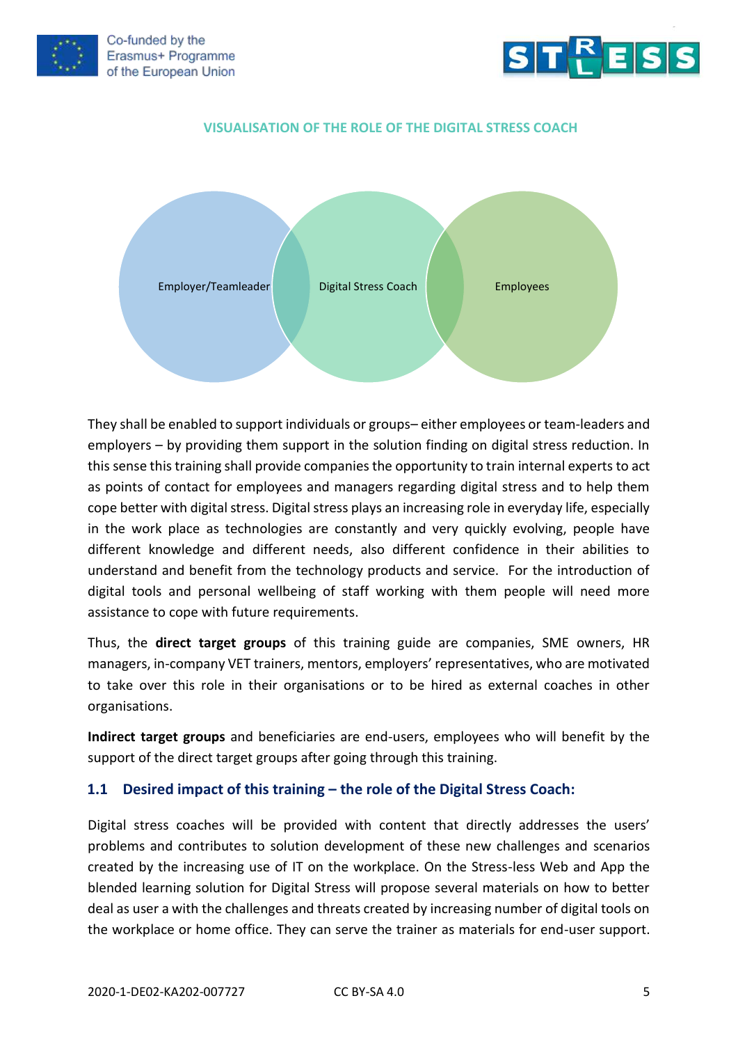**VISUALISATION OF THE ROLE OF THE DIGITAL STRESS COACH**

Employer/Teamleader

Digital Stress Coach

Employees

They shall be enabled to support individuals or groups– either employees or team-leaders and employers – by providing them support in the solution finding on digital stress reduction. In this sense this training shall provide companies the opportunity to train internal experts to act as points of contact for employees and managers regarding digital stress and to help them cope better with digital stress. Digital stress plays an increasing role in everyday life, especially in the work place as technologies are constantly and very quickly evolving, people have different knowledge and different needs, also different confidence in their abilities to understand and benefit from the technology products and service. For the introduction of digital tools and personal wellbeing of staff working with them people will need more assistance to cope with future requirements.

Thus, the **direct target groups** of this training guide are companies, SME owners, HR managers, in-company VET trainers, mentors, employers' representatives, who are motivated to take over this role in their organisations or to be hired as external coaches in other organisations.

**Indirect target groups** and beneficiaries are end-users, employees who will benefit by the support of the direct target groups after going through this training.

## 1.1 Desired impact of this training – the role of the Digital Stress Coach:

Digital stress coaches will be provided with content that directly addresses the users' problems and contributes to solution development of these new challenges and scenarios created by the increasing use of IT on the workplace. On the Stress-less Web and App the blended learning solution for Digital Stress will propose several materials on how to better deal as user a with the challenges and threats created by increasing number of digital tools on the workplace or home office. They can serve the trainer as materials for end-user support.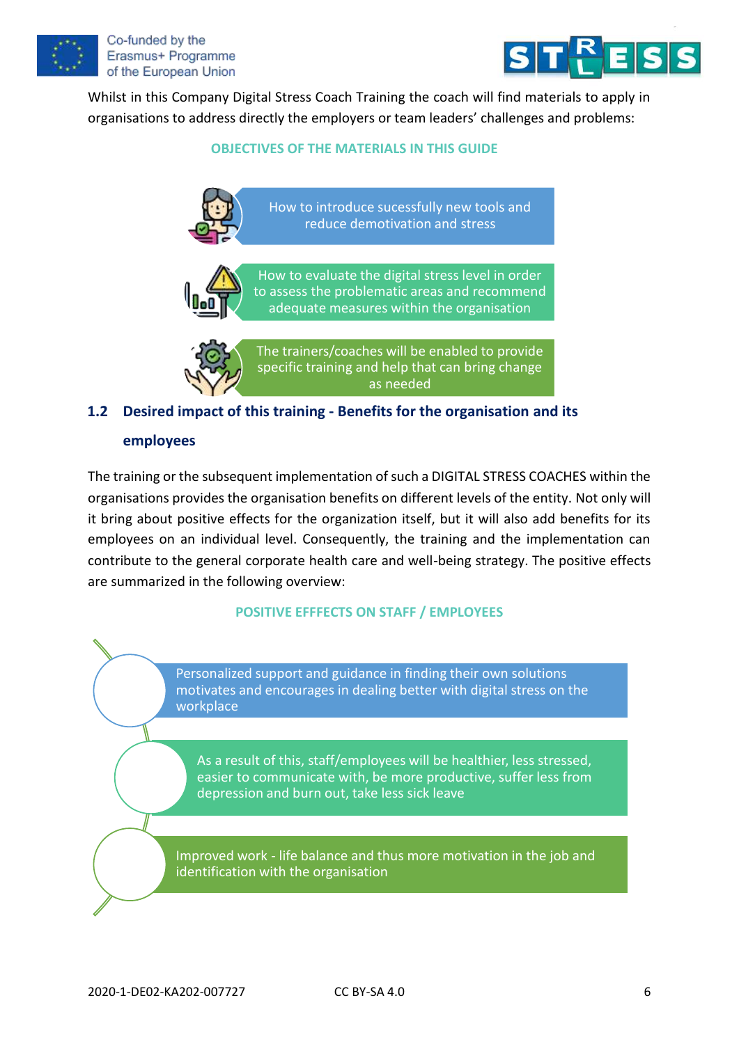Whilst in this Company Digital Stress Coach Training the coach will find materials to apply in organisations to address directly the employers or team leaders' challenges and problems:

**OBJECTIVES OF THE MATERIALS IN THIS GUIDE**

- How to introduce sucessfully new tools and reduce demotivation and stress
- How to evaluate the digital stress level in order to assess the problematic areas and recommend adequate measures within the organisation
- The trainers/coaches will be enabled to provide specific training and help that can bring change as needed

## 1.2 Desired impact of this training - Benefits for the organisation and its employees

The training or the subsequent implementation of such a DIGITAL STRESS COACHES within the organisations provides the organisation benefits on different levels of the entity. Not only will it bring about positive effects for the organization itself, but it will also add benefits for its employees on an individual level. Consequently, the training and the implementation can contribute to the general corporate health care and well-being strategy. The positive effects are summarized in the following overview:

**POSITIVE EFFFECTS ON STAFF / EMPLOYEES**

- Personalized support and guidance in finding their own solutions motivates and encourages in dealing better with digital stress on the workplace
- As a result of this, staff/employees will be healthier, less stressed, easier to communicate with, be more productive, suffer less from depression and burn out, take less sick leave
- Improved work - life balance and thus more motivation in the job and identification with the organisation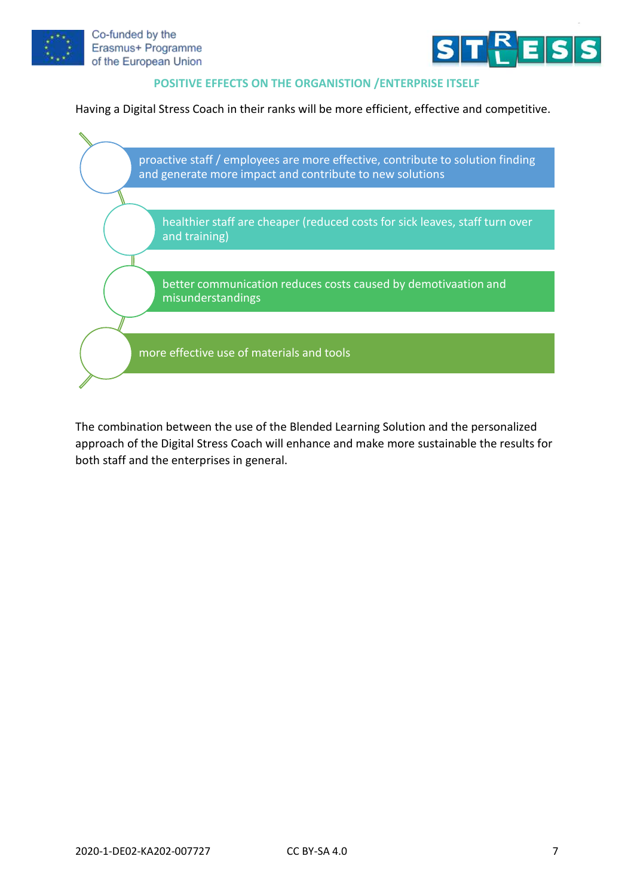## POSITIVE EFFECTS ON THE ORGANISTION /ENTERPRISE ITSELF

Having a Digital Stress Coach in their ranks will be more efficient, effective and competitive.

- proactive staff / employees are more effective, contribute to solution finding and generate more impact and contribute to new solutions
- healthier staff are cheaper (reduced costs for sick leaves, staff turn over and training)
- better communication reduces costs caused by demotivaation and misunderstandings
- more effective use of materials and tools

The combination between the use of the Blended Learning Solution and the personalized approach of the Digital Stress Coach will enhance and make more sustainable the results for both staff and the enterprises in general.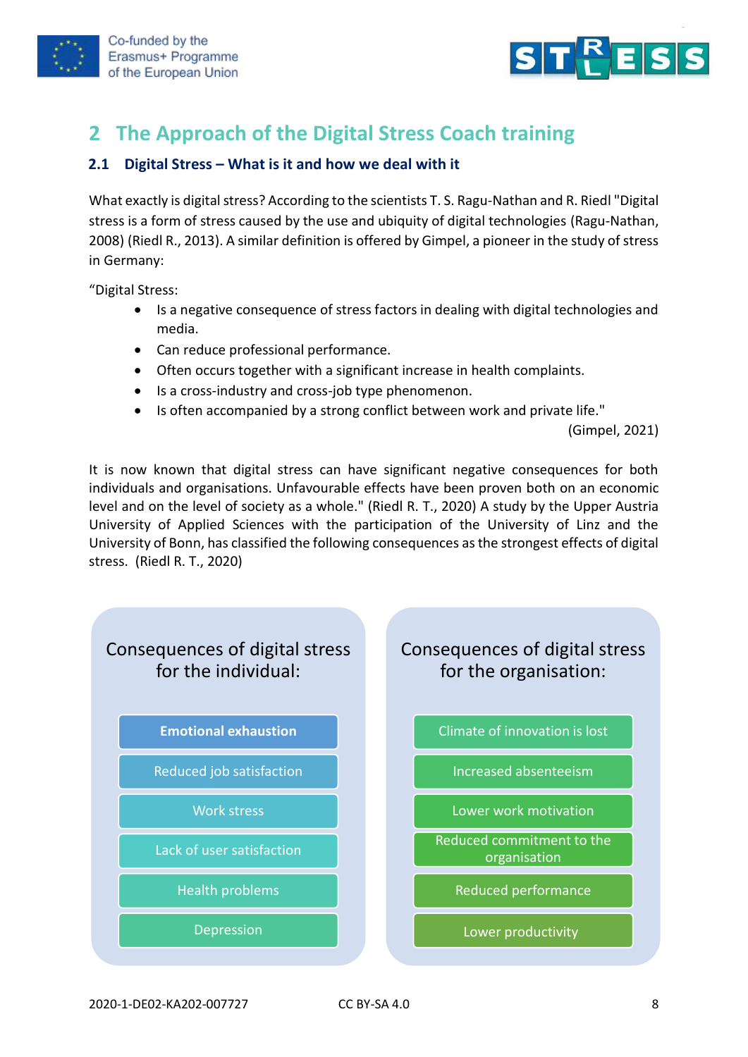# 2 The Approach of the Digital Stress Coach training

## 2.1 Digital Stress – What is it and how we deal with it

What exactly is digital stress? According to the scientists T. S. Ragu-Nathan and R. Riedl "Digital stress is a form of stress caused by the use and ubiquity of digital technologies (Ragu-Nathan, 2008) (Riedl R., 2013). A similar definition is offered by Gimpel, a pioneer in the study of stress in Germany:

"Digital Stress:

- Is a negative consequence of stress factors in dealing with digital technologies and media.
- Can reduce professional performance.
- Often occurs together with a significant increase in health complaints.
- Is a cross-industry and cross-job type phenomenon.
- Is often accompanied by a strong conflict between work and private life."

(Gimpel, 2021)

It is now known that digital stress can have significant negative consequences for both individuals and organisations. Unfavourable effects have been proven both on an economic level and on the level of society as a whole." (Riedl R. T., 2020) A study by the Upper Austria University of Applied Sciences with the participation of the University of Linz and the University of Bonn, has classified the following consequences as the strongest effects of digital stress. (Riedl R. T., 2020)

**Consequences of digital stress for the individual:**

- **Emotional exhaustion**
- Reduced job satisfaction
- Work stress
- Lack of user satisfaction
- Health problems
- Depression

**Consequences of digital stress for the organisation:**

- Climate of innovation is lost
- Increased absenteeism
- Lower work motivation
- Reduced commitment to the organisation
- Reduced performance
- Lower productivity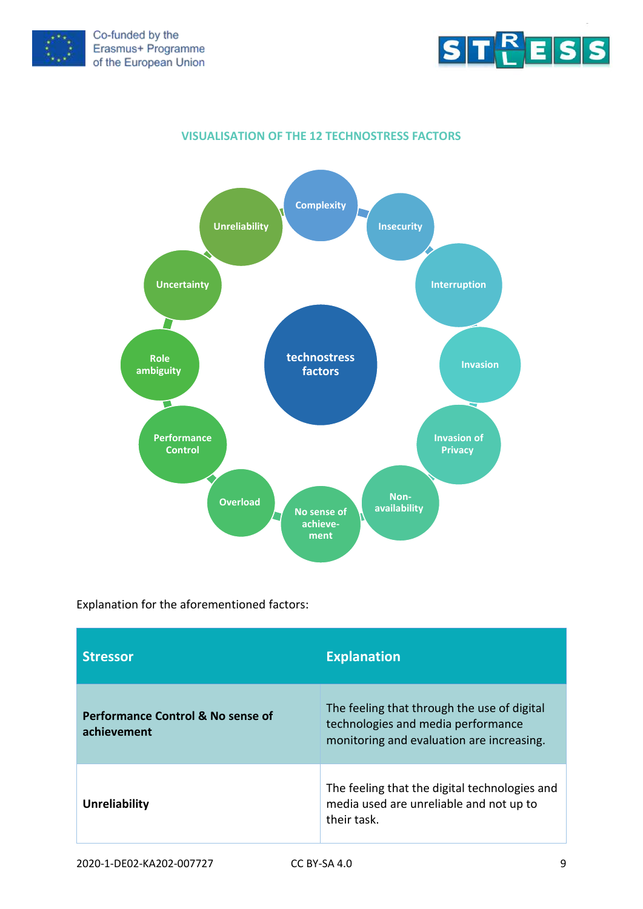## VISUALISATION OF THE 12 TECHNOSTRESS FACTORS

technostress factors

Complexity

Insecurity

Interruption

Invasion

Invasion of Privacy

Non-availability

No sense of achieve-ment

Overload

Performance Control

Role ambiguity

Uncertainty

Unreliability

Explanation for the aforementioned factors:

| Stressor | Explanation |
| --- | --- |
| **Performance Control & No sense of achievement** | The feeling that through the use of digital technologies and media performance monitoring and evaluation are increasing. |
| **Unreliability** | The feeling that the digital technologies and media used are unreliable and not up to their task. |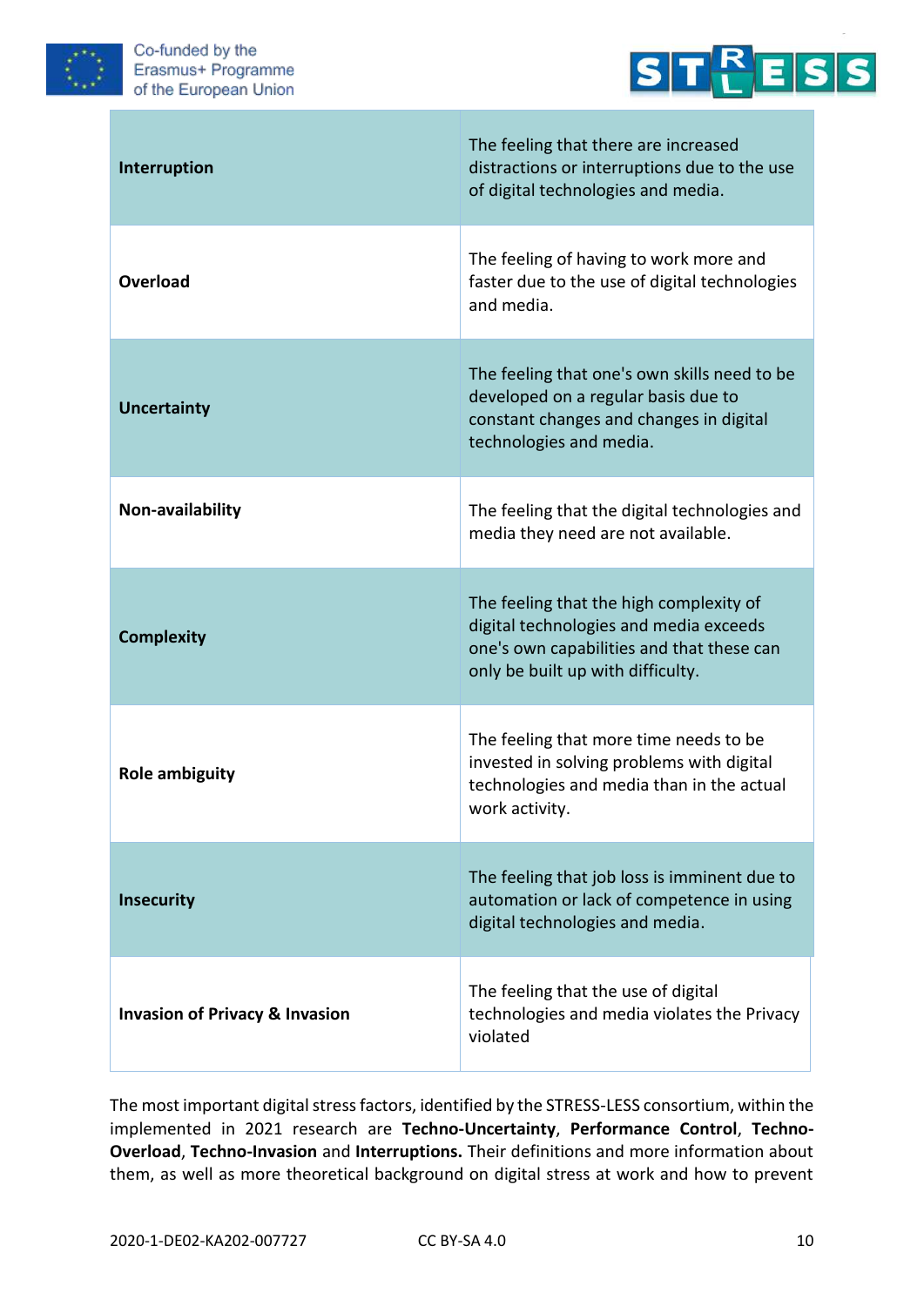| | |
|---|---|
| **Interruption** | The feeling that there are increased distractions or interruptions due to the use of digital technologies and media. |
| **Overload** | The feeling of having to work more and faster due to the use of digital technologies and media. |
| **Uncertainty** | The feeling that one's own skills need to be developed on a regular basis due to constant changes and changes in digital technologies and media. |
| **Non-availability** | The feeling that the digital technologies and media they need are not available. |
| **Complexity** | The feeling that the high complexity of digital technologies and media exceeds one's own capabilities and that these can only be built up with difficulty. |
| **Role ambiguity** | The feeling that more time needs to be invested in solving problems with digital technologies and media than in the actual work activity. |
| **Insecurity** | The feeling that job loss is imminent due to automation or lack of competence in using digital technologies and media. |
| **Invasion of Privacy & Invasion** | The feeling that the use of digital technologies and media violates the Privacy violated |

The most important digital stress factors, identified by the STRESS-LESS consortium, within the implemented in 2021 research are **Techno-Uncertainty**, **Performance Control**, **Techno-Overload**, **Techno-Invasion** and **Interruptions.** Their definitions and more information about them, as well as more theoretical background on digital stress at work and how to prevent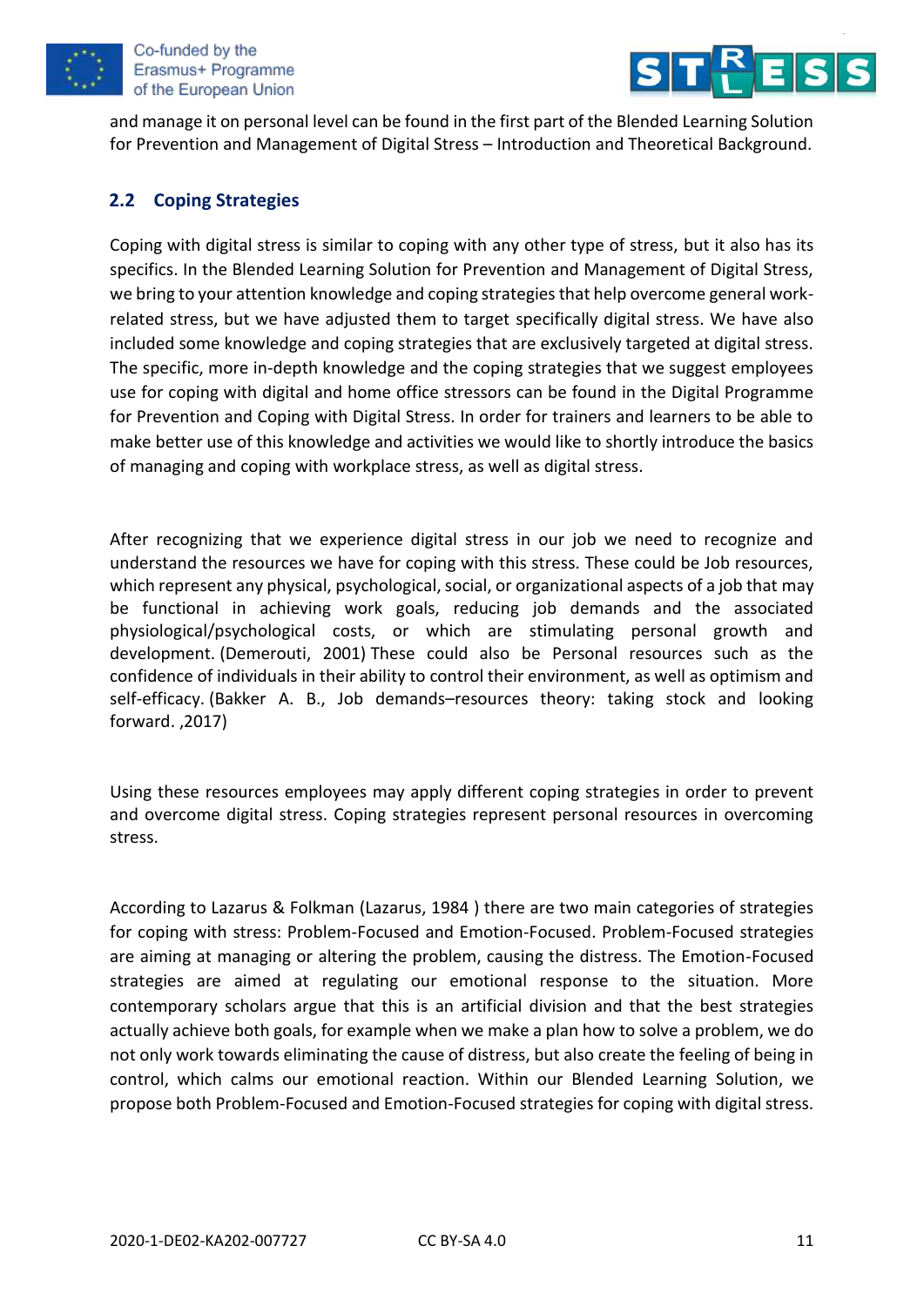and manage it on personal level can be found in the first part of the Blended Learning Solution for Prevention and Management of Digital Stress – Introduction and Theoretical Background.

## 2.2 Coping Strategies

Coping with digital stress is similar to coping with any other type of stress, but it also has its specifics. In the Blended Learning Solution for Prevention and Management of Digital Stress, we bring to your attention knowledge and coping strategies that help overcome general work-related stress, but we have adjusted them to target specifically digital stress. We have also included some knowledge and coping strategies that are exclusively targeted at digital stress. The specific, more in-depth knowledge and the coping strategies that we suggest employees use for coping with digital and home office stressors can be found in the Digital Programme for Prevention and Coping with Digital Stress. In order for trainers and learners to be able to make better use of this knowledge and activities we would like to shortly introduce the basics of managing and coping with workplace stress, as well as digital stress.

After recognizing that we experience digital stress in our job we need to recognize and understand the resources we have for coping with this stress. These could be Job resources, which represent any physical, psychological, social, or organizational aspects of a job that may be functional in achieving work goals, reducing job demands and the associated physiological/psychological costs, or which are stimulating personal growth and development. (Demerouti, 2001) These could also be Personal resources such as the confidence of individuals in their ability to control their environment, as well as optimism and self-efficacy. (Bakker A. B., Job demands–resources theory: taking stock and looking forward. ,2017)

Using these resources employees may apply different coping strategies in order to prevent and overcome digital stress. Coping strategies represent personal resources in overcoming stress.

According to Lazarus & Folkman (Lazarus, 1984 ) there are two main categories of strategies for coping with stress: Problem-Focused and Emotion-Focused. Problem-Focused strategies are aiming at managing or altering the problem, causing the distress. The Emotion-Focused strategies are aimed at regulating our emotional response to the situation. More contemporary scholars argue that this is an artificial division and that the best strategies actually achieve both goals, for example when we make a plan how to solve a problem, we do not only work towards eliminating the cause of distress, but also create the feeling of being in control, which calms our emotional reaction. Within our Blended Learning Solution, we propose both Problem-Focused and Emotion-Focused strategies for coping with digital stress.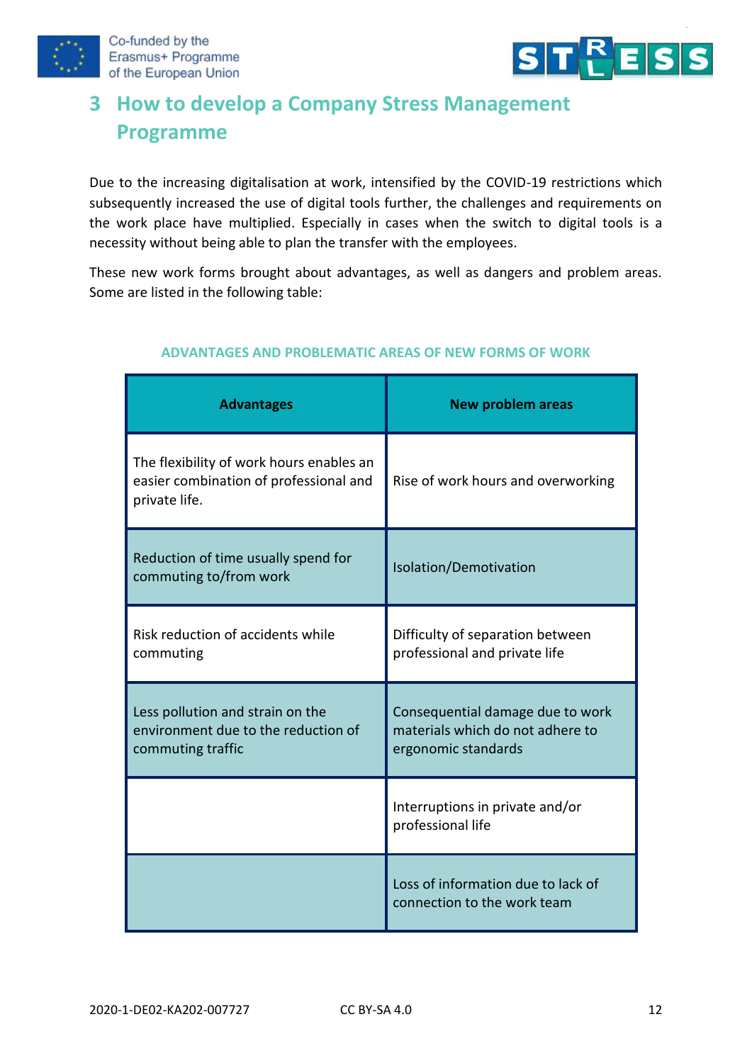# 3 How to develop a Company Stress Management Programme

Due to the increasing digitalisation at work, intensified by the COVID-19 restrictions which subsequently increased the use of digital tools further, the challenges and requirements on the work place have multiplied. Especially in cases when the switch to digital tools is a necessity without being able to plan the transfer with the employees.

These new work forms brought about advantages, as well as dangers and problem areas. Some are listed in the following table:

**ADVANTAGES AND PROBLEMATIC AREAS OF NEW FORMS OF WORK**

| Advantages | New problem areas |
|---|---|
| The flexibility of work hours enables an easier combination of professional and private life. | Rise of work hours and overworking |
| Reduction of time usually spend for commuting to/from work | Isolation/Demotivation |
| Risk reduction of accidents while commuting | Difficulty of separation between professional and private life |
| Less pollution and strain on the environment due to the reduction of commuting traffic | Consequential damage due to work materials which do not adhere to ergonomic standards |
| | Interruptions in private and/or professional life |
| | Loss of information due to lack of connection to the work team |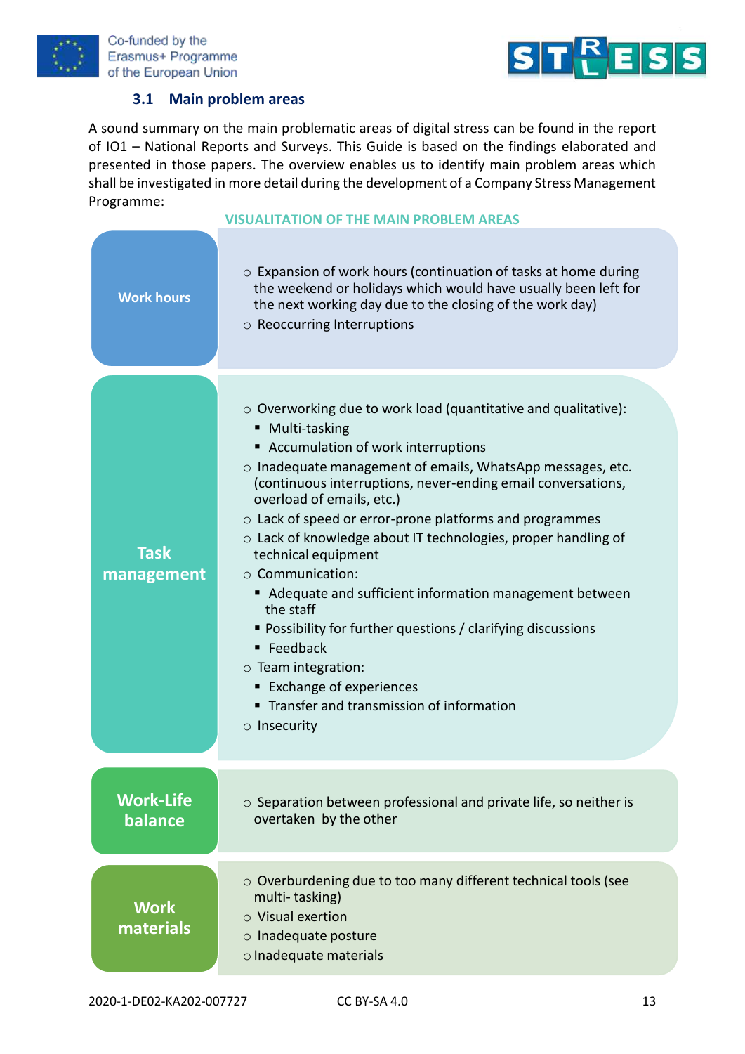### 3.1 Main problem areas

A sound summary on the main problematic areas of digital stress can be found in the report of IO1 – National Reports and Surveys. This Guide is based on the findings elaborated and presented in those papers. The overview enables us to identify main problem areas which shall be investigated in more detail during the development of a Company Stress Management Programme:

**VISUALITATION OF THE MAIN PROBLEM AREAS**

**Work hours**

- Expansion of work hours (continuation of tasks at home during the weekend or holidays which would have usually been left for the next working day due to the closing of the work day)
- Reoccurring Interruptions

**Task management**

- Overworking due to work load (quantitative and qualitative):
  - Multi-tasking
  - Accumulation of work interruptions
- Inadequate management of emails, WhatsApp messages, etc. (continuous interruptions, never-ending email conversations, overload of emails, etc.)
- Lack of speed or error-prone platforms and programmes
- Lack of knowledge about IT technologies, proper handling of technical equipment
- Communication:
  - Adequate and sufficient information management between the staff
  - Possibility for further questions / clarifying discussions
  - Feedback
- Team integration:
  - Exchange of experiences
  - Transfer and transmission of information
- Insecurity

**Work-Life balance**

- Separation between professional and private life, so neither is overtaken by the other

**Work materials**

- Overburdening due to too many different technical tools (see multi- tasking)
- Visual exertion
- Inadequate posture
- Inadequate materials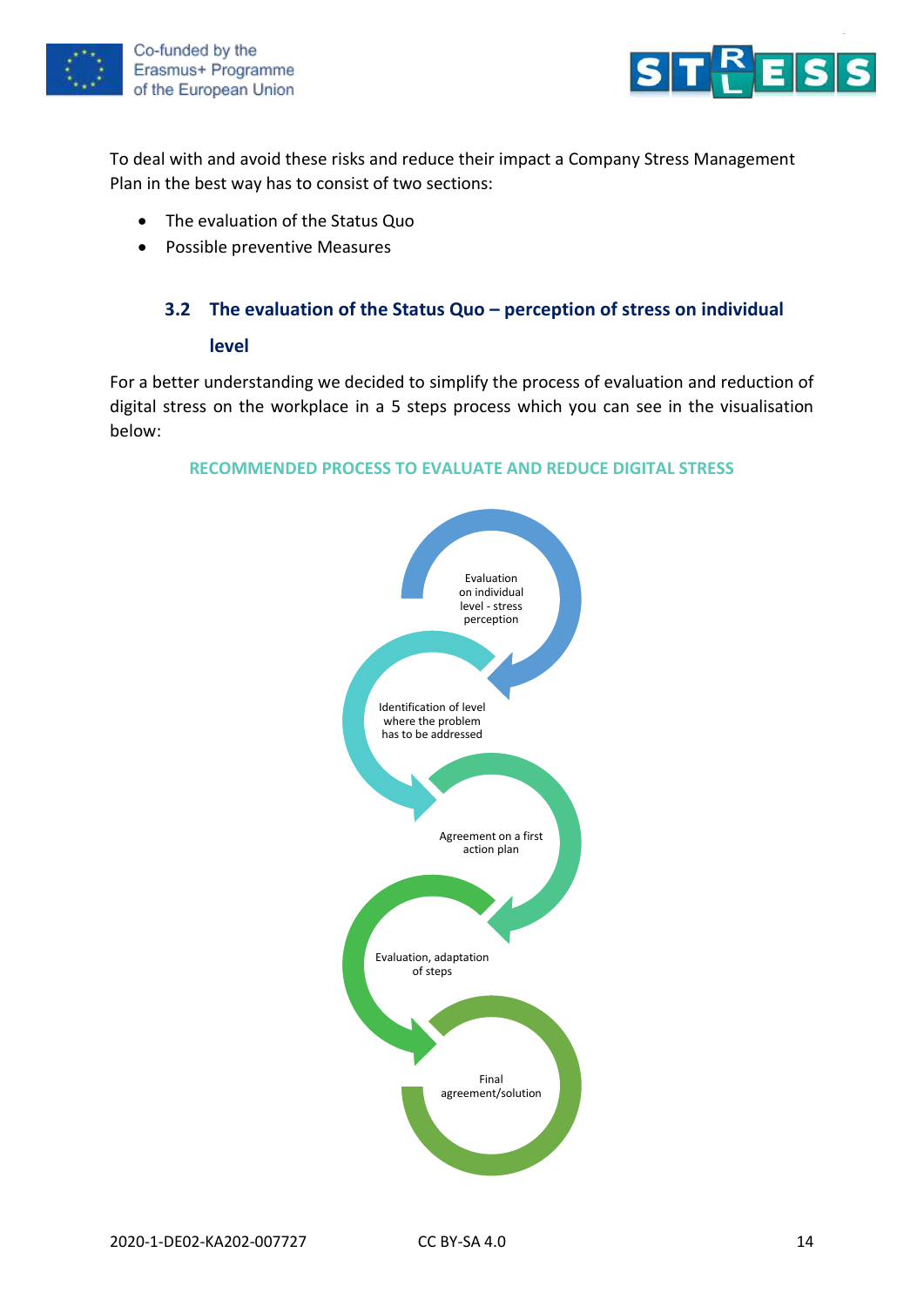To deal with and avoid these risks and reduce their impact a Company Stress Management Plan in the best way has to consist of two sections:

- The evaluation of the Status Quo
- Possible preventive Measures

## 3.2 The evaluation of the Status Quo – perception of stress on individual level

For a better understanding we decided to simplify the process of evaluation and reduction of digital stress on the workplace in a 5 steps process which you can see in the visualisation below:

**RECOMMENDED PROCESS TO EVALUATE AND REDUCE DIGITAL STRESS**

Evaluation on individual level - stress perception

Identification of level where the problem has to be addressed

Agreement on a first action plan

Evaluation, adaptation of steps

Final agreement/solution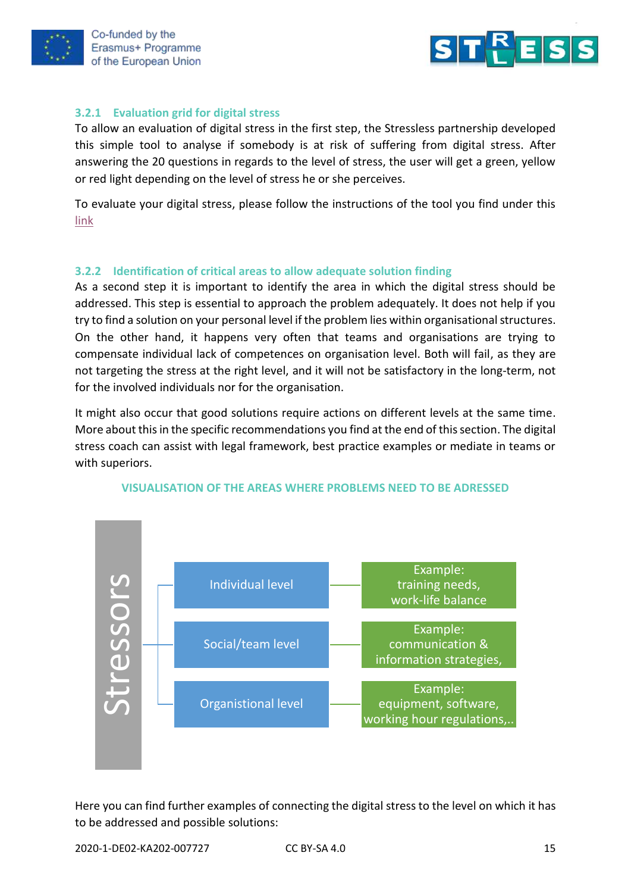### 3.2.1 Evaluation grid for digital stress

To allow an evaluation of digital stress in the first step, the Stressless partnership developed this simple tool to analyse if somebody is at risk of suffering from digital stress. After answering the 20 questions in regards to the level of stress, the user will get a green, yellow or red light depending on the level of stress he or she perceives.

To evaluate your digital stress, please follow the instructions of the tool you find under this link

### 3.2.2 Identification of critical areas to allow adequate solution finding

As a second step it is important to identify the area in which the digital stress should be addressed. This step is essential to approach the problem adequately. It does not help if you try to find a solution on your personal level if the problem lies within organisational structures. On the other hand, it happens very often that teams and organisations are trying to compensate individual lack of competences on organisation level. Both will fail, as they are not targeting the stress at the right level, and it will not be satisfactory in the long-term, not for the involved individuals nor for the organisation.

It might also occur that good solutions require actions on different levels at the same time. More about this in the specific recommendations you find at the end of this section. The digital stress coach can assist with legal framework, best practice examples or mediate in teams or with superiors.

**VISUALISATION OF THE AREAS WHERE PROBLEMS NEED TO BE ADRESSED**

Stressors

| Level | Example |
| --- | --- |
| Individual level | Example: training needs, work-life balance |
| Social/team level | Example: communication & information strategies, |
| Organistional level | Example: equipment, software, working hour regulations,.. |

Here you can find further examples of connecting the digital stress to the level on which it has to be addressed and possible solutions: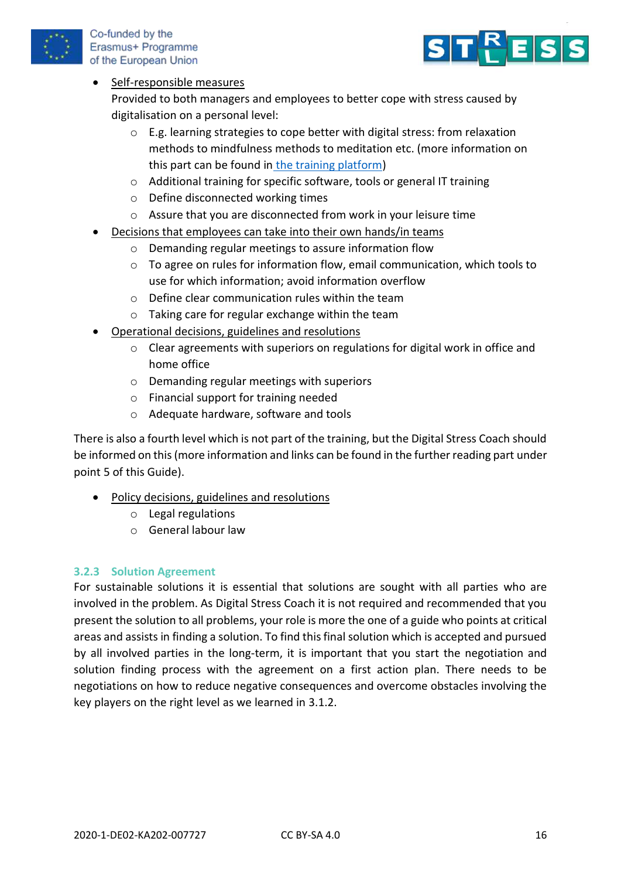- Self-responsible measures
  Provided to both managers and employees to better cope with stress caused by digitalisation on a personal level:
    - E.g. learning strategies to cope better with digital stress: from relaxation methods to mindfulness methods to meditation etc. (more information on this part can be found in [the training platform](#))
    - Additional training for specific software, tools or general IT training
    - Define disconnected working times
    - Assure that you are disconnected from work in your leisure time
- Decisions that employees can take into their own hands/in teams
    - Demanding regular meetings to assure information flow
    - To agree on rules for information flow, email communication, which tools to use for which information; avoid information overflow
    - Define clear communication rules within the team
    - Taking care for regular exchange within the team
- Operational decisions, guidelines and resolutions
    - Clear agreements with superiors on regulations for digital work in office and home office
    - Demanding regular meetings with superiors
    - Financial support for training needed
    - Adequate hardware, software and tools

There is also a fourth level which is not part of the training, but the Digital Stress Coach should be informed on this (more information and links can be found in the further reading part under point 5 of this Guide).

- Policy decisions, guidelines and resolutions
    - Legal regulations
    - General labour law

### 3.2.3 Solution Agreement

For sustainable solutions it is essential that solutions are sought with all parties who are involved in the problem. As Digital Stress Coach it is not required and recommended that you present the solution to all problems, your role is more the one of a guide who points at critical areas and assists in finding a solution. To find this final solution which is accepted and pursued by all involved parties in the long-term, it is important that you start the negotiation and solution finding process with the agreement on a first action plan. There needs to be negotiations on how to reduce negative consequences and overcome obstacles involving the key players on the right level as we learned in 3.1.2.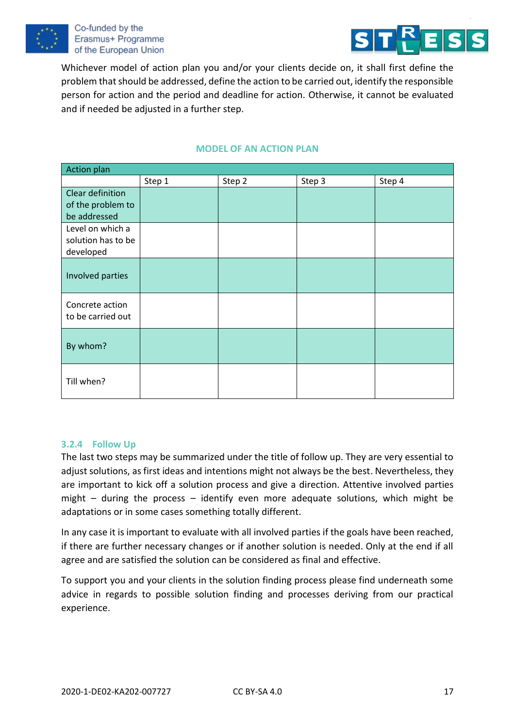Whichever model of action plan you and/or your clients decide on, it shall first define the problem that should be addressed, define the action to be carried out, identify the responsible person for action and the period and deadline for action. Otherwise, it cannot be evaluated and if needed be adjusted in a further step.

**MODEL OF AN ACTION PLAN**

| Action plan | | | | |
|---|---|---|---|---|
| | Step 1 | Step 2 | Step 3 | Step 4 |
| Clear definition of the problem to be addressed | | | | |
| Level on which a solution has to be developed | | | | |
| Involved parties | | | | |
| Concrete action to be carried out | | | | |
| By whom? | | | | |
| Till when? | | | | |

### 3.2.4 Follow Up

The last two steps may be summarized under the title of follow up. They are very essential to adjust solutions, as first ideas and intentions might not always be the best. Nevertheless, they are important to kick off a solution process and give a direction. Attentive involved parties might – during the process – identify even more adequate solutions, which might be adaptations or in some cases something totally different.

In any case it is important to evaluate with all involved parties if the goals have been reached, if there are further necessary changes or if another solution is needed. Only at the end if all agree and are satisfied the solution can be considered as final and effective.

To support you and your clients in the solution finding process please find underneath some advice in regards to possible solution finding and processes deriving from our practical experience.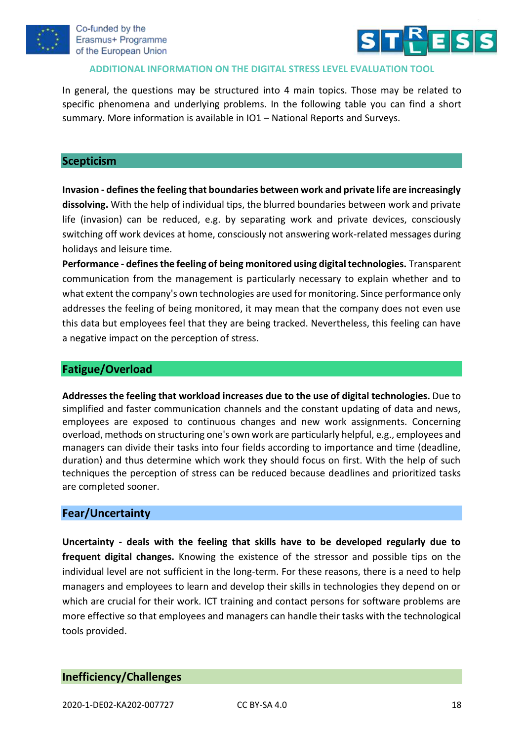## ADDITIONAL INFORMATION ON THE DIGITAL STRESS LEVEL EVALUATION TOOL

In general, the questions may be structured into 4 main topics. Those may be related to specific phenomena and underlying problems. In the following table you can find a short summary. More information is available in IO1 – National Reports and Surveys.

### Scepticism

**Invasion - defines the feeling that boundaries between work and private life are increasingly dissolving.** With the help of individual tips, the blurred boundaries between work and private life (invasion) can be reduced, e.g. by separating work and private devices, consciously switching off work devices at home, consciously not answering work-related messages during holidays and leisure time.

**Performance - defines the feeling of being monitored using digital technologies.** Transparent communication from the management is particularly necessary to explain whether and to what extent the company's own technologies are used for monitoring. Since performance only addresses the feeling of being monitored, it may mean that the company does not even use this data but employees feel that they are being tracked. Nevertheless, this feeling can have a negative impact on the perception of stress.

### Fatigue/Overload

**Addresses the feeling that workload increases due to the use of digital technologies.** Due to simplified and faster communication channels and the constant updating of data and news, employees are exposed to continuous changes and new work assignments. Concerning overload, methods on structuring one's own work are particularly helpful, e.g., employees and managers can divide their tasks into four fields according to importance and time (deadline, duration) and thus determine which work they should focus on first. With the help of such techniques the perception of stress can be reduced because deadlines and prioritized tasks are completed sooner.

### Fear/Uncertainty

**Uncertainty - deals with the feeling that skills have to be developed regularly due to frequent digital changes.** Knowing the existence of the stressor and possible tips on the individual level are not sufficient in the long-term. For these reasons, there is a need to help managers and employees to learn and develop their skills in technologies they depend on or which are crucial for their work. ICT training and contact persons for software problems are more effective so that employees and managers can handle their tasks with the technological tools provided.

### Inefficiency/Challenges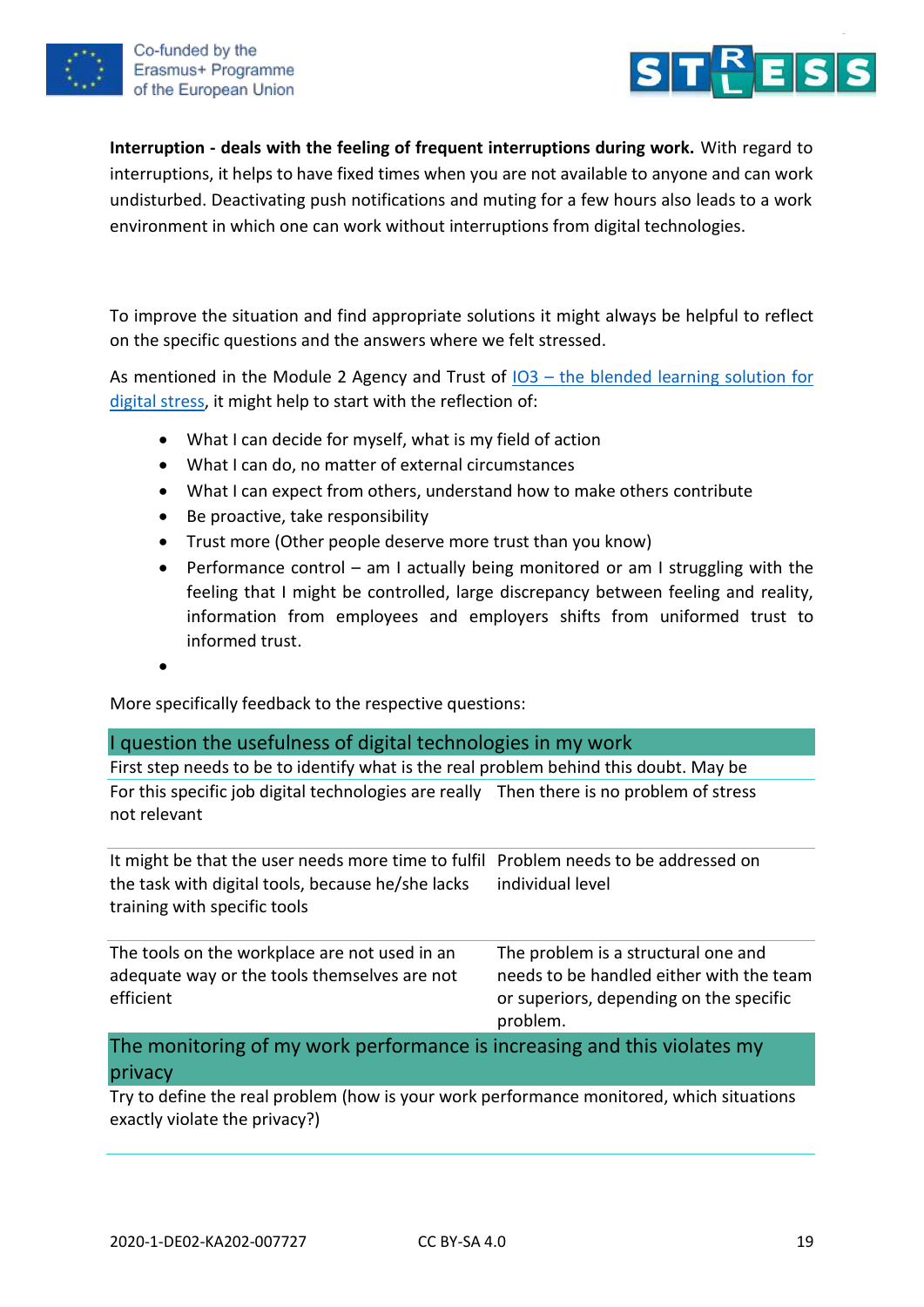**Interruption - deals with the feeling of frequent interruptions during work.** With regard to interruptions, it helps to have fixed times when you are not available to anyone and can work undisturbed. Deactivating push notifications and muting for a few hours also leads to a work environment in which one can work without interruptions from digital technologies.

To improve the situation and find appropriate solutions it might always be helpful to reflect on the specific questions and the answers where we felt stressed.

As mentioned in the Module 2 Agency and Trust of [IO3 – the blended learning solution for digital stress](), it might help to start with the reflection of:

- What I can decide for myself, what is my field of action
- What I can do, no matter of external circumstances
- What I can expect from others, understand how to make others contribute
- Be proactive, take responsibility
- Trust more (Other people deserve more trust than you know)
- Performance control – am I actually being monitored or am I struggling with the feeling that I might be controlled, large discrepancy between feeling and reality, information from employees and employers shifts from uniformed trust to informed trust.
-

More specifically feedback to the respective questions:

| I question the usefulness of digital technologies in my work | |
|---|---|
| First step needs to be to identify what is the real problem behind this doubt. May be | |
| For this specific job digital technologies are really not relevant | Then there is no problem of stress |
| It might be that the user needs more time to fulfil the task with digital tools, because he/she lacks training with specific tools | Problem needs to be addressed on individual level |
| The tools on the workplace are not used in an adequate way or the tools themselves are not efficient | The problem is a structural one and needs to be handled either with the team or superiors, depending on the specific problem. |
| **The monitoring of my work performance is increasing and this violates my privacy** | |
| Try to define the real problem (how is your work performance monitored, which situations exactly violate the privacy?) | |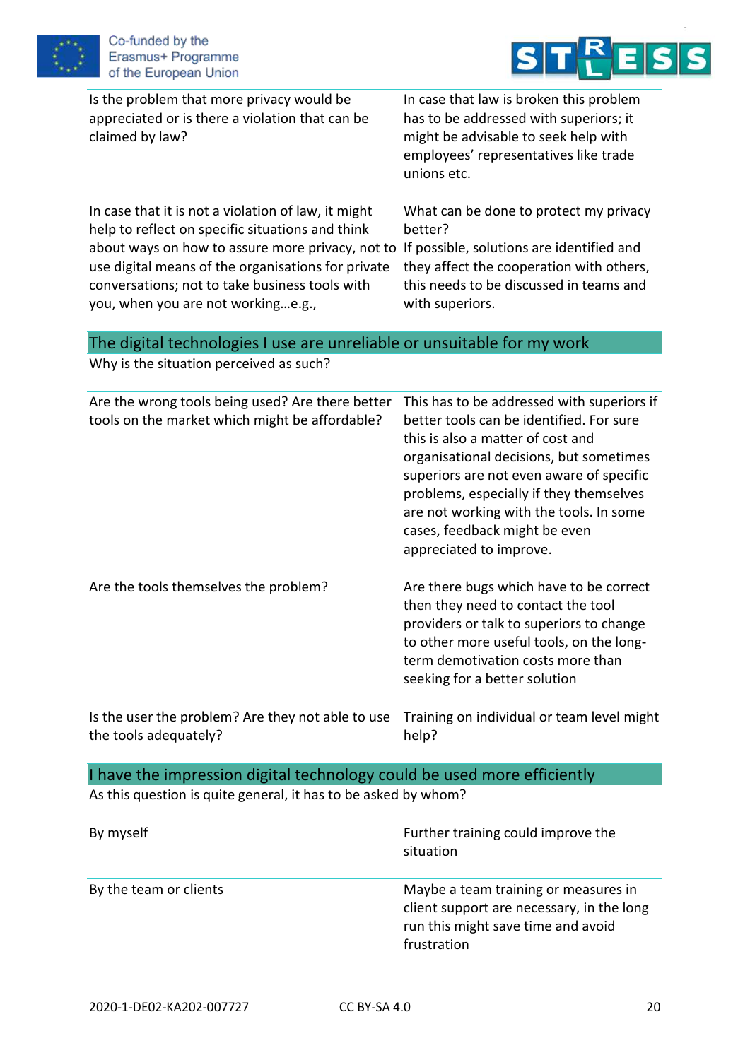| | |
|---|---|
| Is the problem that more privacy would be appreciated or is there a violation that can be claimed by law? | In case that law is broken this problem has to be addressed with superiors; it might be advisable to seek help with employees' representatives like trade unions etc. |
| In case that it is not a violation of law, it might help to reflect on specific situations and think about ways on how to assure more privacy, not to use digital means of the organisations for private conversations; not to take business tools with you, when you are not working…e.g., | What can be done to protect my privacy better? If possible, solutions are identified and they affect the cooperation with others, this needs to be discussed in teams and with superiors. |

## The digital technologies I use are unreliable or unsuitable for my work

Why is the situation perceived as such?

| | |
|---|---|
| Are the wrong tools being used? Are there better tools on the market which might be affordable? | This has to be addressed with superiors if better tools can be identified. For sure this is also a matter of cost and organisational decisions, but sometimes superiors are not even aware of specific problems, especially if they themselves are not working with the tools. In some cases, feedback might be even appreciated to improve. |
| Are the tools themselves the problem? | Are there bugs which have to be correct then they need to contact the tool providers or talk to superiors to change to other more useful tools, on the long-term demotivation costs more than seeking for a better solution |
| Is the user the problem? Are they not able to use the tools adequately? | Training on individual or team level might help? |

## I have the impression digital technology could be used more efficiently

As this question is quite general, it has to be asked by whom?

| | |
|---|---|
| By myself | Further training could improve the situation |
| By the team or clients | Maybe a team training or measures in client support are necessary, in the long run this might save time and avoid frustration |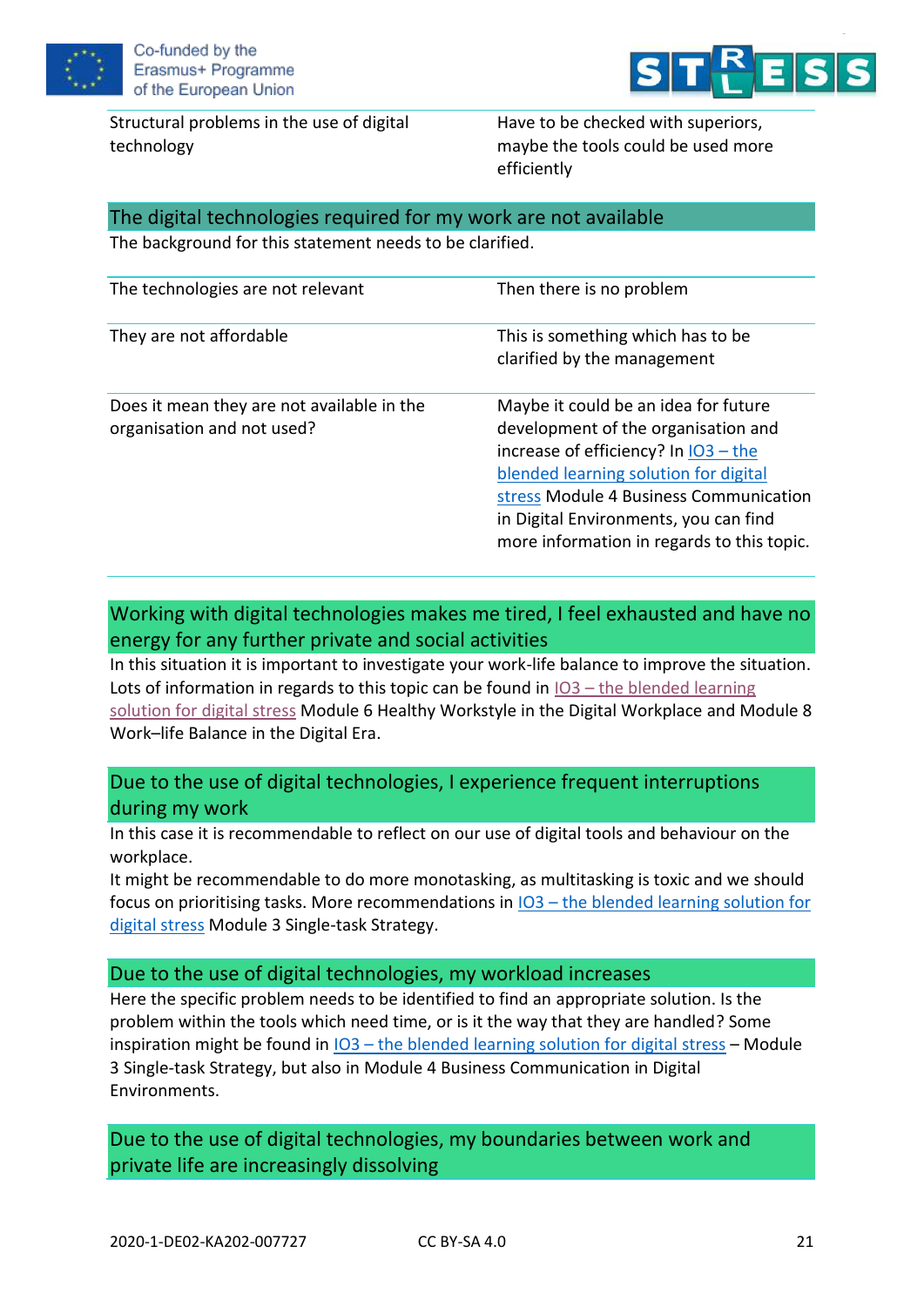| | |
|---|---|
| Structural problems in the use of digital technology | Have to be checked with superiors, maybe the tools could be used more efficiently |

## The digital technologies required for my work are not available

The background for this statement needs to be clarified.

| | |
|---|---|
| The technologies are not relevant | Then there is no problem |
| They are not affordable | This is something which has to be clarified by the management |
| Does it mean they are not available in the organisation and not used? | Maybe it could be an idea for future development of the organisation and increase of efficiency? In IO3 – the blended learning solution for digital stress Module 4 Business Communication in Digital Environments, you can find more information in regards to this topic. |

## Working with digital technologies makes me tired, I feel exhausted and have no energy for any further private and social activities

In this situation it is important to investigate your work-life balance to improve the situation. Lots of information in regards to this topic can be found in IO3 – the blended learning solution for digital stress Module 6 Healthy Workstyle in the Digital Workplace and Module 8 Work–life Balance in the Digital Era.

## Due to the use of digital technologies, I experience frequent interruptions during my work

In this case it is recommendable to reflect on our use of digital tools and behaviour on the workplace.

It might be recommendable to do more monotasking, as multitasking is toxic and we should focus on prioritising tasks. More recommendations in IO3 – the blended learning solution for digital stress Module 3 Single-task Strategy.

## Due to the use of digital technologies, my workload increases

Here the specific problem needs to be identified to find an appropriate solution. Is the problem within the tools which need time, or is it the way that they are handled? Some inspiration might be found in IO3 – the blended learning solution for digital stress – Module 3 Single-task Strategy, but also in Module 4 Business Communication in Digital Environments.

## Due to the use of digital technologies, my boundaries between work and private life are increasingly dissolving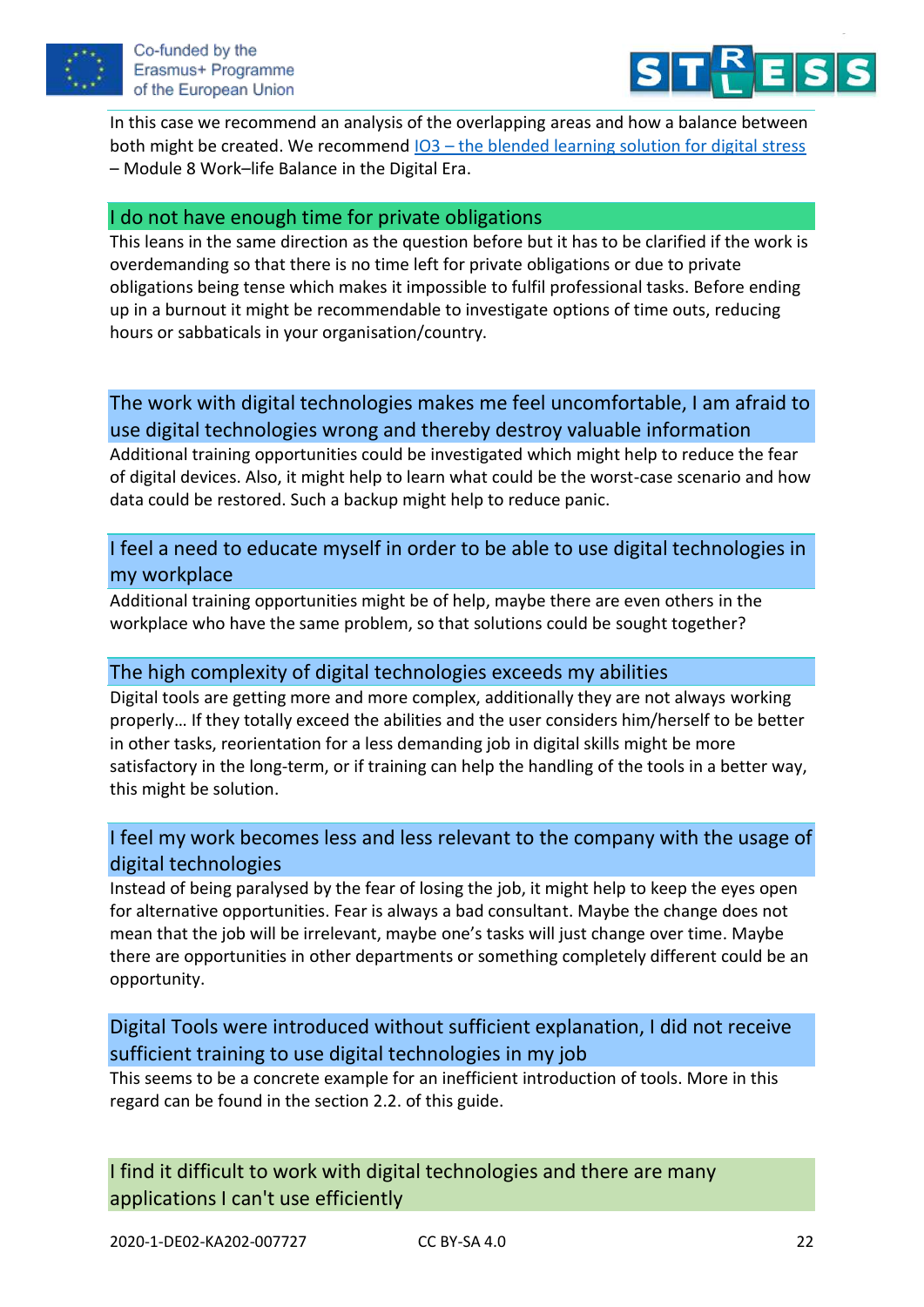In this case we recommend an analysis of the overlapping areas and how a balance between both might be created. We recommend [IO3 – the blended learning solution for digital stress]() – Module 8 Work–life Balance in the Digital Era.

### I do not have enough time for private obligations

This leans in the same direction as the question before but it has to be clarified if the work is overdemanding so that there is no time left for private obligations or due to private obligations being tense which makes it impossible to fulfil professional tasks. Before ending up in a burnout it might be recommendable to investigate options of time outs, reducing hours or sabbaticals in your organisation/country.

### The work with digital technologies makes me feel uncomfortable, I am afraid to use digital technologies wrong and thereby destroy valuable information

Additional training opportunities could be investigated which might help to reduce the fear of digital devices. Also, it might help to learn what could be the worst-case scenario and how data could be restored. Such a backup might help to reduce panic.

### I feel a need to educate myself in order to be able to use digital technologies in my workplace

Additional training opportunities might be of help, maybe there are even others in the workplace who have the same problem, so that solutions could be sought together?

### The high complexity of digital technologies exceeds my abilities

Digital tools are getting more and more complex, additionally they are not always working properly… If they totally exceed the abilities and the user considers him/herself to be better in other tasks, reorientation for a less demanding job in digital skills might be more satisfactory in the long-term, or if training can help the handling of the tools in a better way, this might be solution.

### I feel my work becomes less and less relevant to the company with the usage of digital technologies

Instead of being paralysed by the fear of losing the job, it might help to keep the eyes open for alternative opportunities. Fear is always a bad consultant. Maybe the change does not mean that the job will be irrelevant, maybe one's tasks will just change over time. Maybe there are opportunities in other departments or something completely different could be an opportunity.

### Digital Tools were introduced without sufficient explanation, I did not receive sufficient training to use digital technologies in my job

This seems to be a concrete example for an inefficient introduction of tools. More in this regard can be found in the section 2.2. of this guide.

### I find it difficult to work with digital technologies and there are many applications I can't use efficiently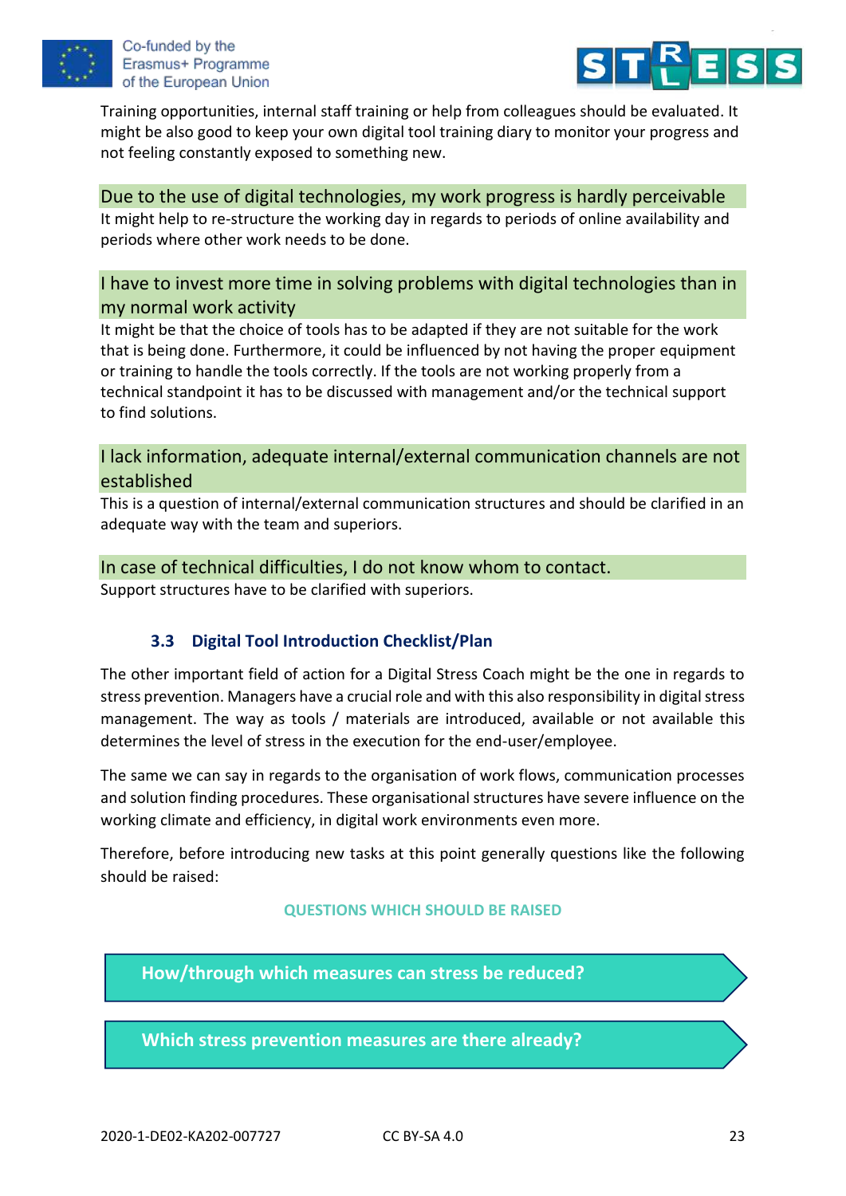Training opportunities, internal staff training or help from colleagues should be evaluated. It might be also good to keep your own digital tool training diary to monitor your progress and not feeling constantly exposed to something new.

**Due to the use of digital technologies, my work progress is hardly perceivable**

It might help to re-structure the working day in regards to periods of online availability and periods where other work needs to be done.

**I have to invest more time in solving problems with digital technologies than in my normal work activity**

It might be that the choice of tools has to be adapted if they are not suitable for the work that is being done. Furthermore, it could be influenced by not having the proper equipment or training to handle the tools correctly. If the tools are not working properly from a technical standpoint it has to be discussed with management and/or the technical support to find solutions.

**I lack information, adequate internal/external communication channels are not established**

This is a question of internal/external communication structures and should be clarified in an adequate way with the team and superiors.

**In case of technical difficulties, I do not know whom to contact.**

Support structures have to be clarified with superiors.

### 3.3 Digital Tool Introduction Checklist/Plan

The other important field of action for a Digital Stress Coach might be the one in regards to stress prevention. Managers have a crucial role and with this also responsibility in digital stress management. The way as tools / materials are introduced, available or not available this determines the level of stress in the execution for the end-user/employee.

The same we can say in regards to the organisation of work flows, communication processes and solution finding procedures. These organisational structures have severe influence on the working climate and efficiency, in digital work environments even more.

Therefore, before introducing new tasks at this point generally questions like the following should be raised:

**QUESTIONS WHICH SHOULD BE RAISED**

**How/through which measures can stress be reduced?**

**Which stress prevention measures are there already?**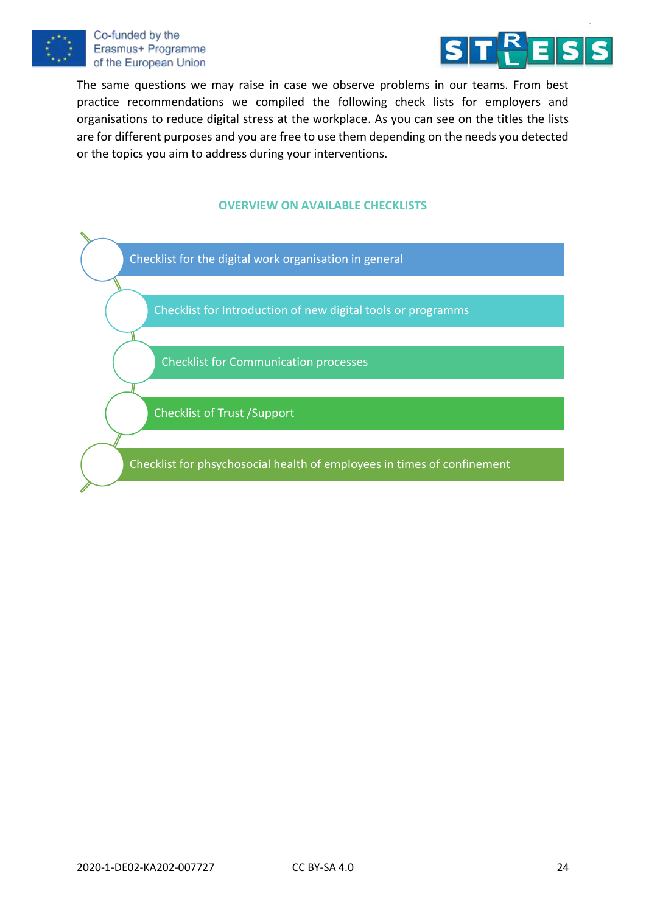The same questions we may raise in case we observe problems in our teams. From best practice recommendations we compiled the following check lists for employers and organisations to reduce digital stress at the workplace. As you can see on the titles the lists are for different purposes and you are free to use them depending on the needs you detected or the topics you aim to address during your interventions.

### OVERVIEW ON AVAILABLE CHECKLISTS

- Checklist for the digital work organisation in general
- Checklist for Introduction of new digital tools or programms
- Checklist for Communication processes
- Checklist of Trust /Support
- Checklist for phsychosocial health of employees in times of confinement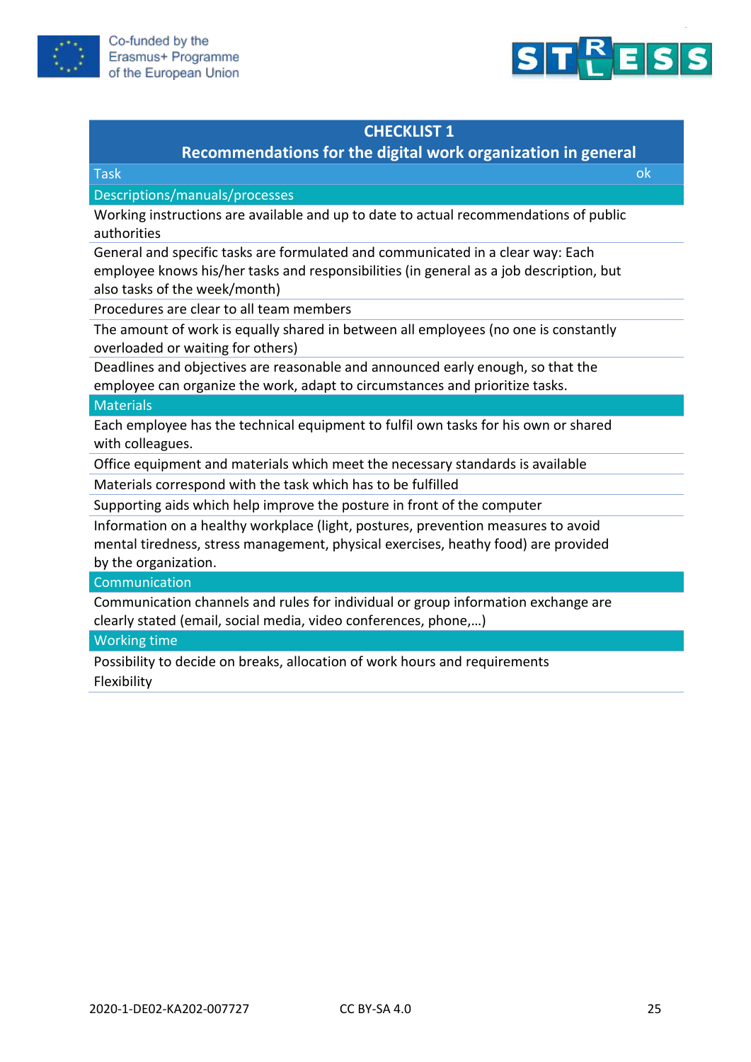| CHECKLIST 1<br>Recommendations for the digital work organization in general | |
|---|---|
| Task | ok |
| Descriptions/manuals/processes | |
| Working instructions are available and up to date to actual recommendations of public authorities | |
| General and specific tasks are formulated and communicated in a clear way: Each employee knows his/her tasks and responsibilities (in general as a job description, but also tasks of the week/month) | |
| Procedures are clear to all team members | |
| The amount of work is equally shared in between all employees (no one is constantly overloaded or waiting for others) | |
| Deadlines and objectives are reasonable and announced early enough, so that the employee can organize the work, adapt to circumstances and prioritize tasks. | |
| Materials | |
| Each employee has the technical equipment to fulfil own tasks for his own or shared with colleagues. | |
| Office equipment and materials which meet the necessary standards is available | |
| Materials correspond with the task which has to be fulfilled | |
| Supporting aids which help improve the posture in front of the computer | |
| Information on a healthy workplace (light, postures, prevention measures to avoid mental tiredness, stress management, physical exercises, heathy food) are provided by the organization. | |
| Communication | |
| Communication channels and rules for individual or group information exchange are clearly stated (email, social media, video conferences, phone,…) | |
| Working time | |
| Possibility to decide on breaks, allocation of work hours and requirements<br>Flexibility | |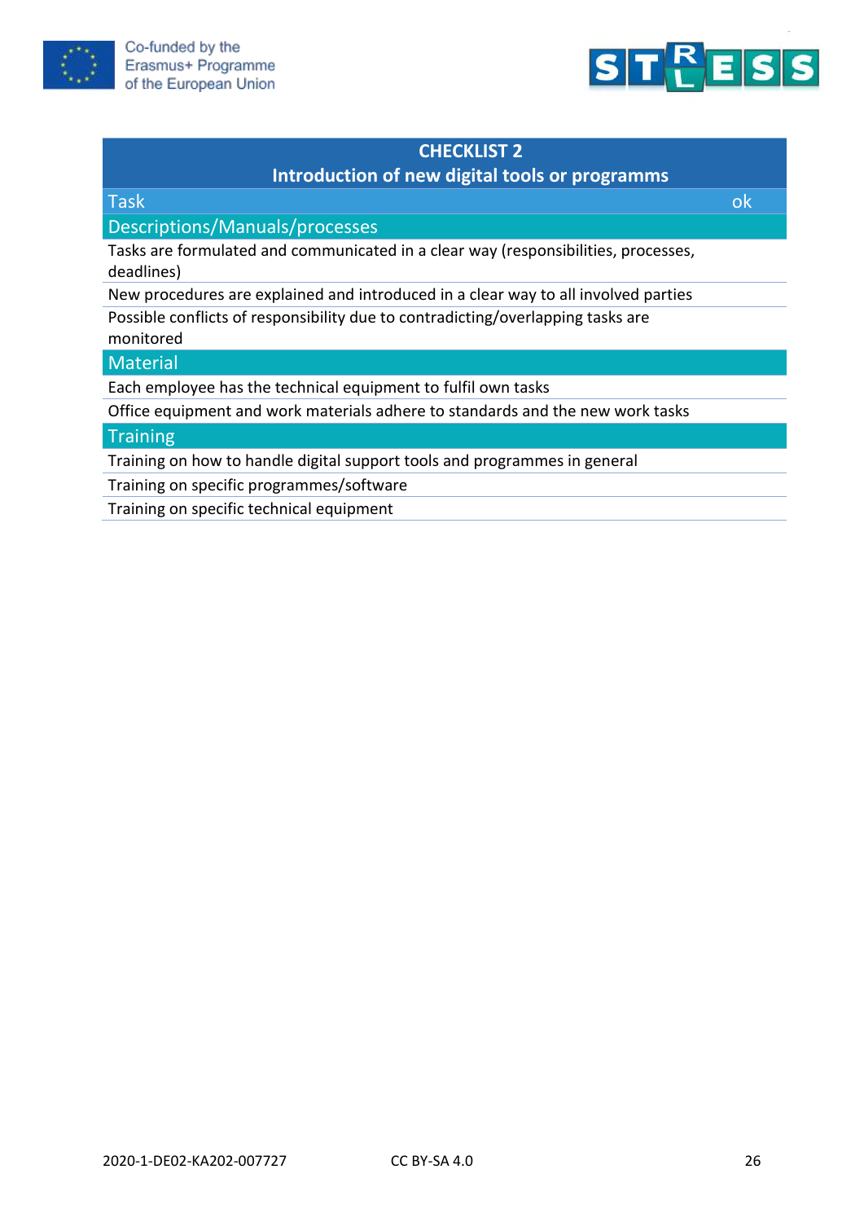| CHECKLIST 2<br>Introduction of new digital tools or programms | |
|---|---|
| Task | ok |
| Descriptions/Manuals/processes | |
| Tasks are formulated and communicated in a clear way (responsibilities, processes, deadlines) | |
| New procedures are explained and introduced in a clear way to all involved parties | |
| Possible conflicts of responsibility due to contradicting/overlapping tasks are monitored | |
| Material | |
| Each employee has the technical equipment to fulfil own tasks | |
| Office equipment and work materials adhere to standards and the new work tasks | |
| Training | |
| Training on how to handle digital support tools and programmes in general | |
| Training on specific programmes/software | |
| Training on specific technical equipment | |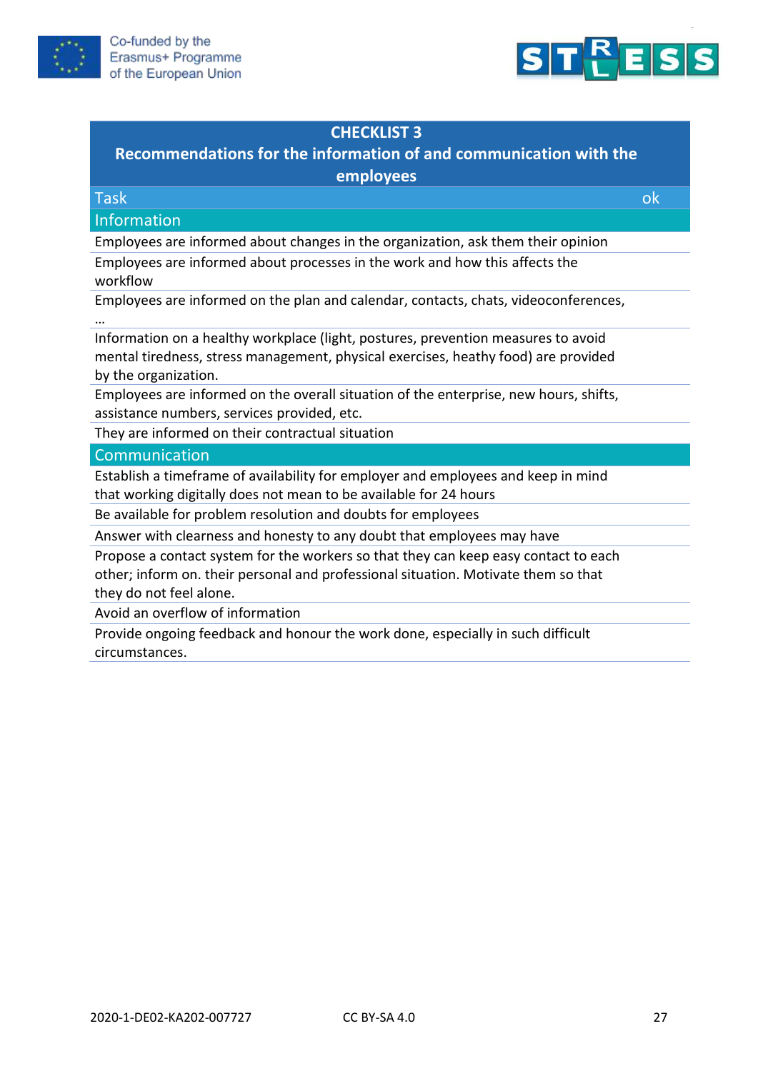| CHECKLIST 3<br>Recommendations for the information of and communication with the employees | |
|---|---|
| Task | ok |
| Information | |
| Employees are informed about changes in the organization, ask them their opinion | |
| Employees are informed about processes in the work and how this affects the workflow | |
| Employees are informed on the plan and calendar, contacts, chats, videoconferences, … | |
| Information on a healthy workplace (light, postures, prevention measures to avoid mental tiredness, stress management, physical exercises, heathy food) are provided by the organization. | |
| Employees are informed on the overall situation of the enterprise, new hours, shifts, assistance numbers, services provided, etc. | |
| They are informed on their contractual situation | |
| Communication | |
| Establish a timeframe of availability for employer and employees and keep in mind that working digitally does not mean to be available for 24 hours | |
| Be available for problem resolution and doubts for employees | |
| Answer with clearness and honesty to any doubt that employees may have | |
| Propose a contact system for the workers so that they can keep easy contact to each other; inform on. their personal and professional situation. Motivate them so that they do not feel alone. | |
| Avoid an overflow of information | |
| Provide ongoing feedback and honour the work done, especially in such difficult circumstances. | |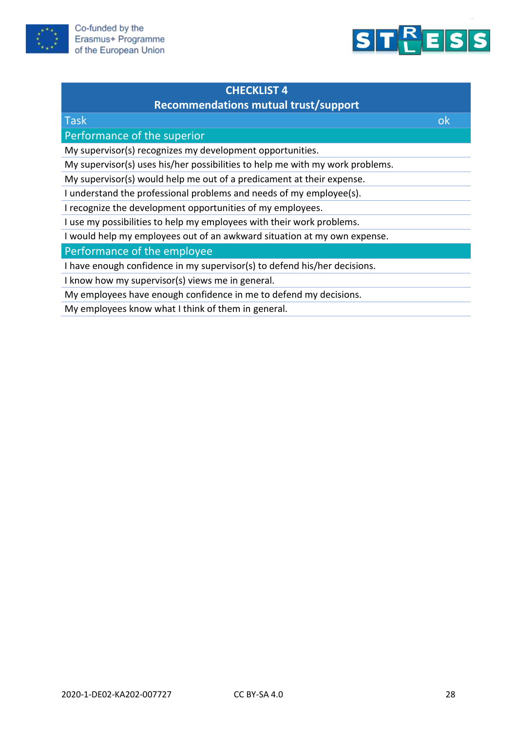| CHECKLIST 4<br>Recommendations mutual trust/support | |
|---|---|
| Task | ok |
| **Performance of the superior** | |
| My supervisor(s) recognizes my development opportunities. | |
| My supervisor(s) uses his/her possibilities to help me with my work problems. | |
| My supervisor(s) would help me out of a predicament at their expense. | |
| I understand the professional problems and needs of my employee(s). | |
| I recognize the development opportunities of my employees. | |
| I use my possibilities to help my employees with their work problems. | |
| I would help my employees out of an awkward situation at my own expense. | |
| **Performance of the employee** | |
| I have enough confidence in my supervisor(s) to defend his/her decisions. | |
| I know how my supervisor(s) views me in general. | |
| My employees have enough confidence in me to defend my decisions. | |
| My employees know what I think of them in general. | |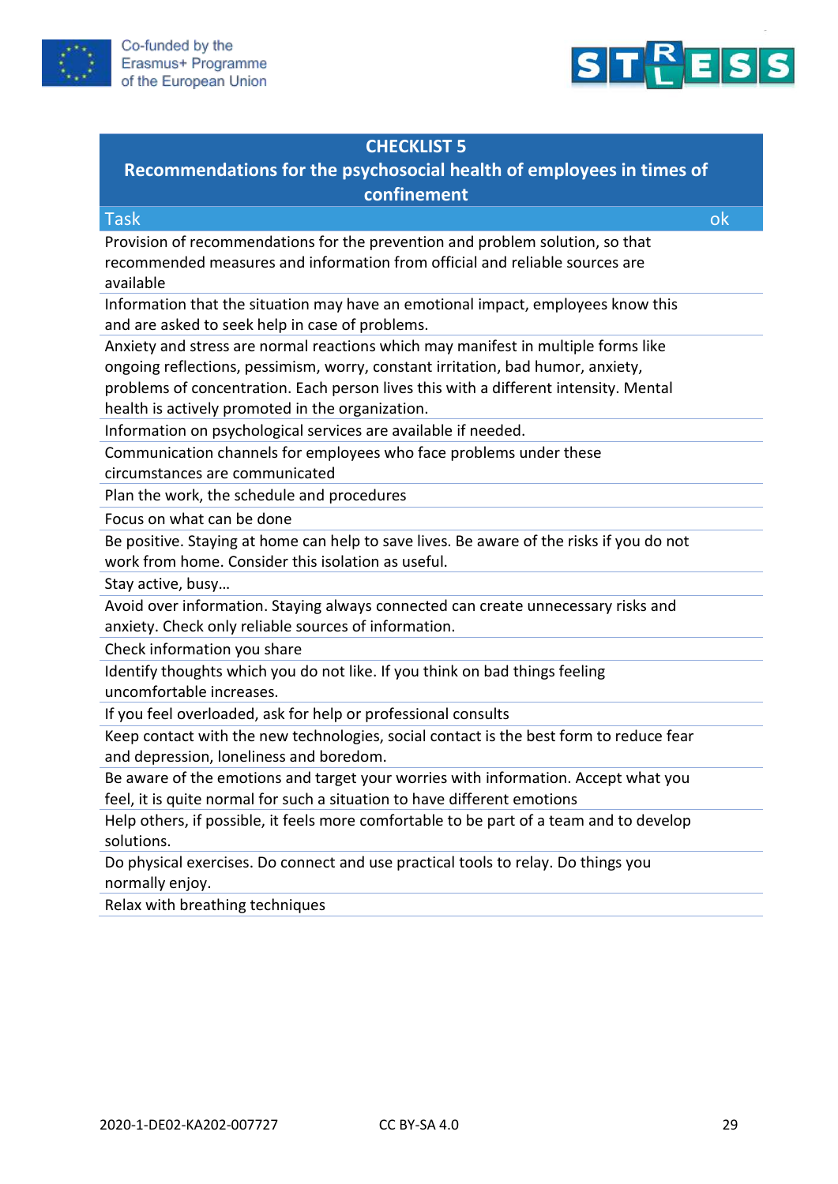| CHECKLIST 5<br>Recommendations for the psychosocial health of employees in times of confinement | |
|---|---|
| Task | ok |
| Provision of recommendations for the prevention and problem solution, so that recommended measures and information from official and reliable sources are available | |
| Information that the situation may have an emotional impact, employees know this and are asked to seek help in case of problems. | |
| Anxiety and stress are normal reactions which may manifest in multiple forms like ongoing reflections, pessimism, worry, constant irritation, bad humor, anxiety, problems of concentration. Each person lives this with a different intensity. Mental health is actively promoted in the organization. | |
| Information on psychological services are available if needed. | |
| Communication channels for employees who face problems under these circumstances are communicated | |
| Plan the work, the schedule and procedures | |
| Focus on what can be done | |
| Be positive. Staying at home can help to save lives. Be aware of the risks if you do not work from home. Consider this isolation as useful. | |
| Stay active, busy… | |
| Avoid over information. Staying always connected can create unnecessary risks and anxiety. Check only reliable sources of information. | |
| Check information you share | |
| Identify thoughts which you do not like. If you think on bad things feeling uncomfortable increases. | |
| If you feel overloaded, ask for help or professional consults | |
| Keep contact with the new technologies, social contact is the best form to reduce fear and depression, loneliness and boredom. | |
| Be aware of the emotions and target your worries with information. Accept what you feel, it is quite normal for such a situation to have different emotions | |
| Help others, if possible, it feels more comfortable to be part of a team and to develop solutions. | |
| Do physical exercises. Do connect and use practical tools to relay. Do things you normally enjoy. | |
| Relax with breathing techniques | |

2020-1-DE02-KA202-007727 CC BY-SA 4.0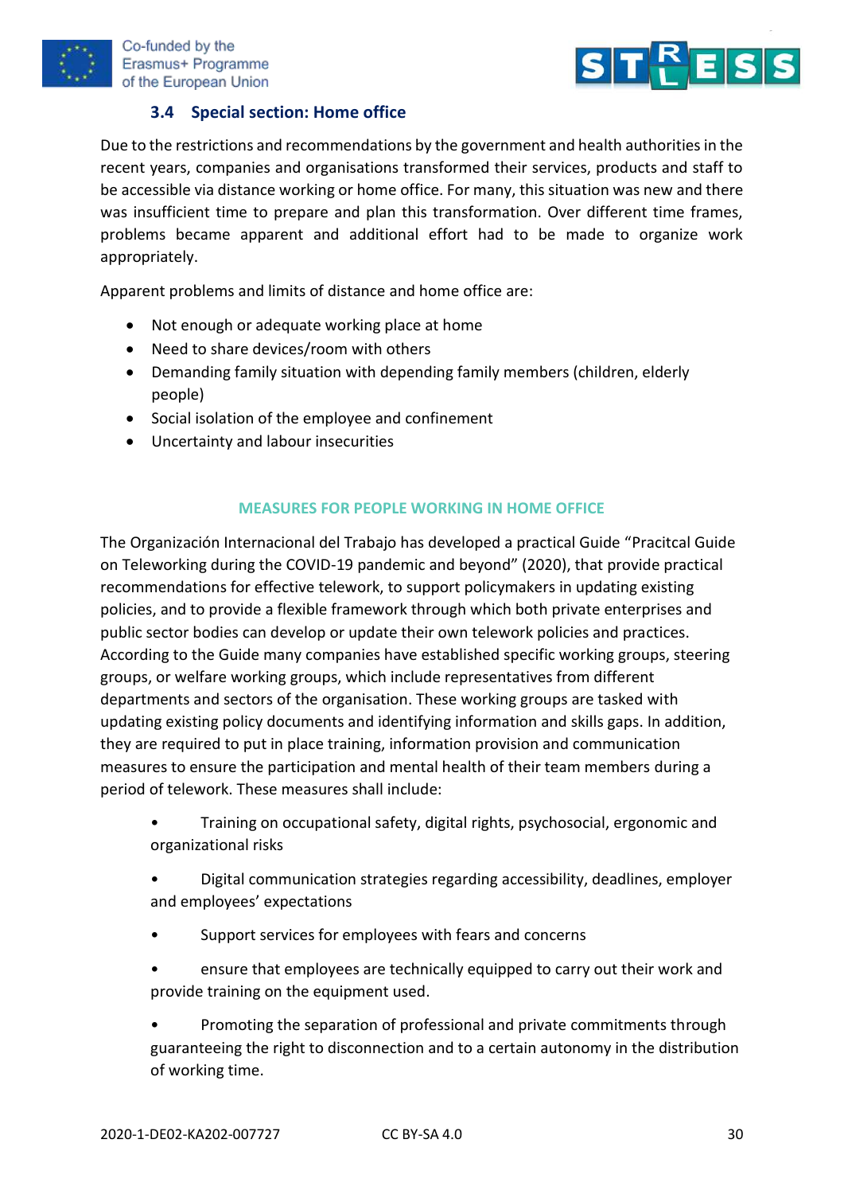### 3.4 Special section: Home office

Due to the restrictions and recommendations by the government and health authorities in the recent years, companies and organisations transformed their services, products and staff to be accessible via distance working or home office. For many, this situation was new and there was insufficient time to prepare and plan this transformation. Over different time frames, problems became apparent and additional effort had to be made to organize work appropriately.

Apparent problems and limits of distance and home office are:

- Not enough or adequate working place at home
- Need to share devices/room with others
- Demanding family situation with depending family members (children, elderly people)
- Social isolation of the employee and confinement
- Uncertainty and labour insecurities

#### MEASURES FOR PEOPLE WORKING IN HOME OFFICE

The Organización Internacional del Trabajo has developed a practical Guide "Pracitcal Guide on Teleworking during the COVID-19 pandemic and beyond" (2020), that provide practical recommendations for effective telework, to support policymakers in updating existing policies, and to provide a flexible framework through which both private enterprises and public sector bodies can develop or update their own telework policies and practices. According to the Guide many companies have established specific working groups, steering groups, or welfare working groups, which include representatives from different departments and sectors of the organisation. These working groups are tasked with updating existing policy documents and identifying information and skills gaps. In addition, they are required to put in place training, information provision and communication measures to ensure the participation and mental health of their team members during a period of telework. These measures shall include:

- Training on occupational safety, digital rights, psychosocial, ergonomic and organizational risks
- Digital communication strategies regarding accessibility, deadlines, employer and employees' expectations
- Support services for employees with fears and concerns
- ensure that employees are technically equipped to carry out their work and provide training on the equipment used.
- Promoting the separation of professional and private commitments through guaranteeing the right to disconnection and to a certain autonomy in the distribution of working time.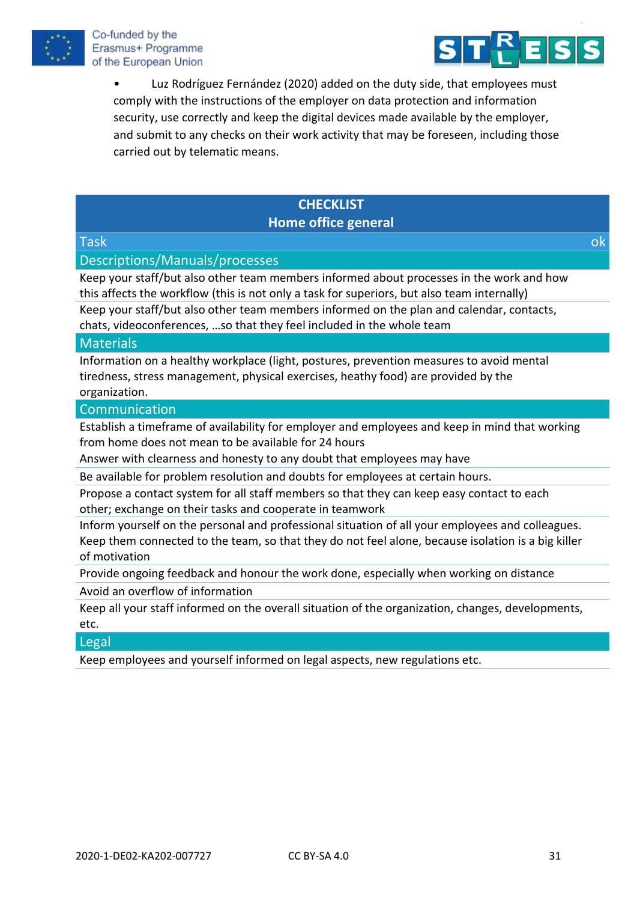- Luz Rodríguez Fernández (2020) added on the duty side, that employees must comply with the instructions of the employer on data protection and information security, use correctly and keep the digital devices made available by the employer, and submit to any checks on their work activity that may be foreseen, including those carried out by telematic means.

| CHECKLIST<br>Home office general | |
|---|---|
| Task | ok |
| **Descriptions/Manuals/processes** | |
| Keep your staff/but also other team members informed about processes in the work and how this affects the workflow (this is not only a task for superiors, but also team internally) | |
| Keep your staff/but also other team members informed on the plan and calendar, contacts, chats, videoconferences, …so that they feel included in the whole team | |
| **Materials** | |
| Information on a healthy workplace (light, postures, prevention measures to avoid mental tiredness, stress management, physical exercises, heathy food) are provided by the organization. | |
| **Communication** | |
| Establish a timeframe of availability for employer and employees and keep in mind that working from home does not mean to be available for 24 hours<br>Answer with clearness and honesty to any doubt that employees may have | |
| Be available for problem resolution and doubts for employees at certain hours. | |
| Propose a contact system for all staff members so that they can keep easy contact to each other; exchange on their tasks and cooperate in teamwork | |
| Inform yourself on the personal and professional situation of all your employees and colleagues. Keep them connected to the team, so that they do not feel alone, because isolation is a big killer of motivation | |
| Provide ongoing feedback and honour the work done, especially when working on distance | |
| Avoid an overflow of information | |
| Keep all your staff informed on the overall situation of the organization, changes, developments, etc. | |
| **Legal** | |
| Keep employees and yourself informed on legal aspects, new regulations etc. | |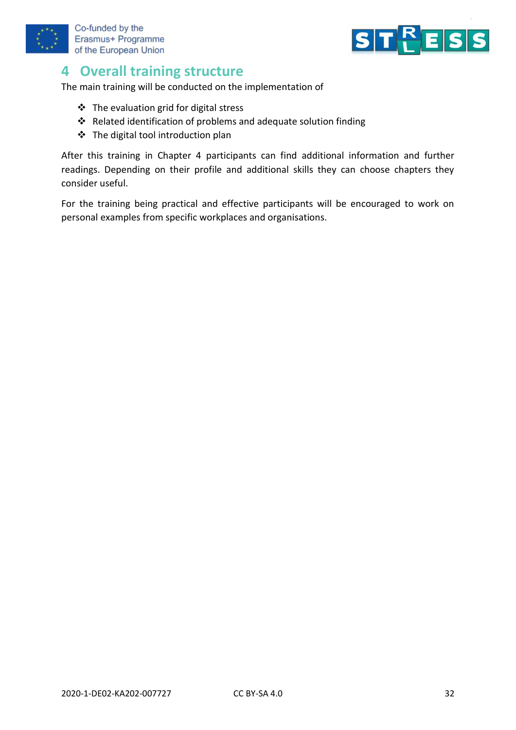# 4 Overall training structure

The main training will be conducted on the implementation of

- The evaluation grid for digital stress
- Related identification of problems and adequate solution finding
- The digital tool introduction plan

After this training in Chapter 4 participants can find additional information and further readings. Depending on their profile and additional skills they can choose chapters they consider useful.

For the training being practical and effective participants will be encouraged to work on personal examples from specific workplaces and organisations.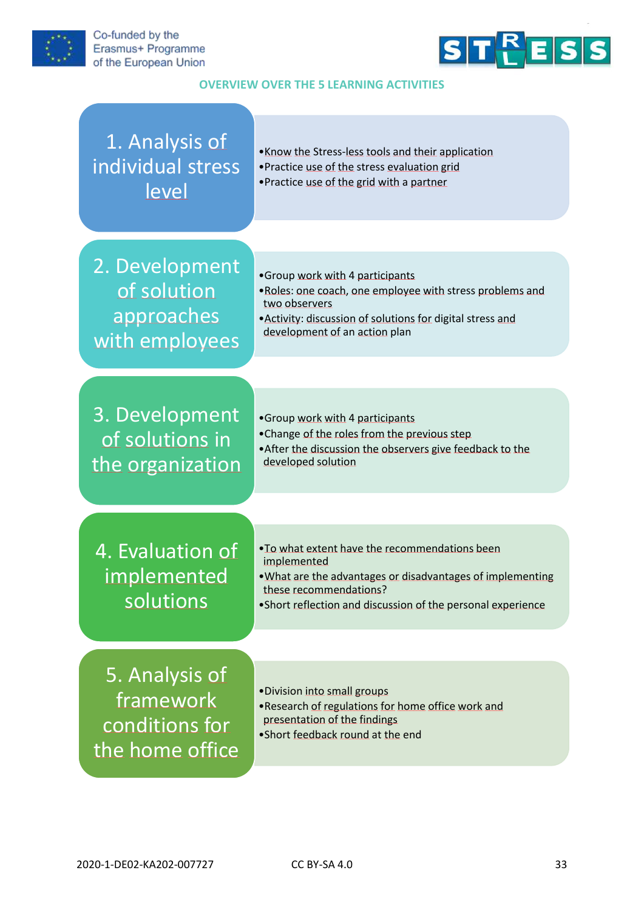## OVERVIEW OVER THE 5 LEARNING ACTIVITIES

### 1. Analysis of individual stress level

- Know the Stress-less tools and their application
- Practice use of the stress evaluation grid
- Practice use of the grid with a partner

### 2. Development of solution approaches with employees

- Group work with 4 participants
- Roles: one coach, one employee with stress problems and two observers
- Activity: discussion of solutions for digital stress and development of an action plan

### 3. Development of solutions in the organization

- Group work with 4 participants
- Change of the roles from the previous step
- After the discussion the observers give feedback to the developed solution

### 4. Evaluation of implemented solutions

- To what extent have the recommendations been implemented
- What are the advantages or disadvantages of implementing these recommendations?
- Short reflection and discussion of the personal experience

### 5. Analysis of framework conditions for the home office

- Division into small groups
- Research of regulations for home office work and presentation of the findings
- Short feedback round at the end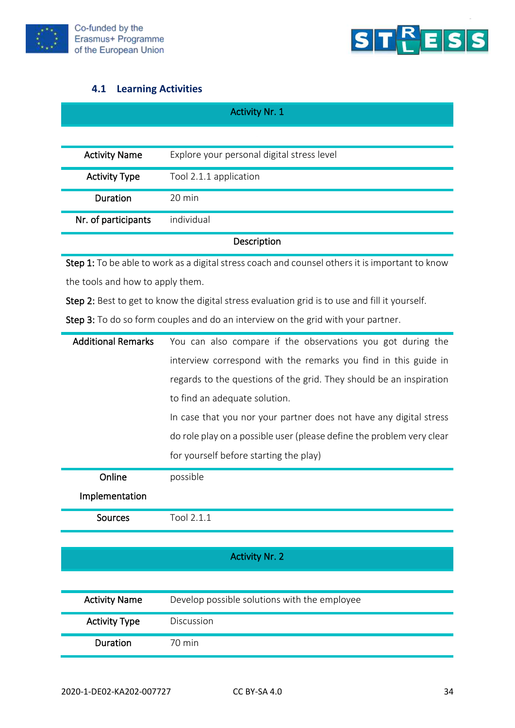### 4.1 Learning Activities

| Activity Nr. 1 | |
|---|---|
| Activity Name | Explore your personal digital stress level |
| Activity Type | Tool 2.1.1 application |
| Duration | 20 min |
| Nr. of participants | individual |
| Description | |
| **Step 1:** To be able to work as a digital stress coach and counsel others it is important to know the tools and how to apply them. **Step 2:** Best to get to know the digital stress evaluation grid is to use and fill it yourself. **Step 3:** To do so form couples and do an interview on the grid with your partner. | |
| Additional Remarks | You can also compare if the observations you got during the interview correspond with the remarks you find in this guide in regards to the questions of the grid. They should be an inspiration to find an adequate solution. In case that you nor your partner does not have any digital stress do role play on a possible user (please define the problem very clear for yourself before starting the play) |
| Online Implementation | possible |
| Sources | Tool 2.1.1 |

| Activity Nr. 2 | |
|---|---|
| Activity Name | Develop possible solutions with the employee |
| Activity Type | Discussion |
| Duration | 70 min |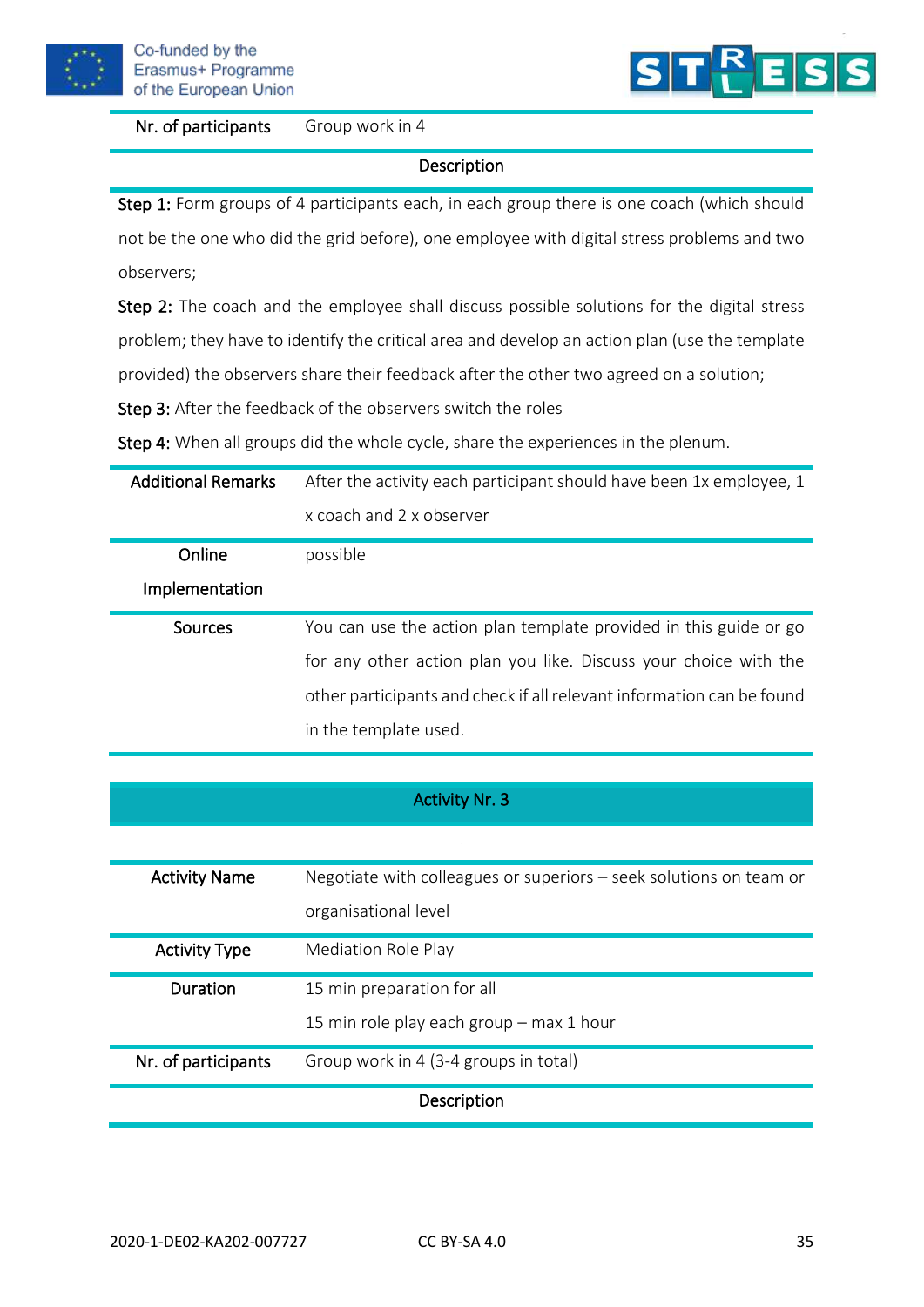| Nr. of participants | Group work in 4 |
|---|---|

**Description**

**Step 1:** Form groups of 4 participants each, in each group there is one coach (which should not be the one who did the grid before), one employee with digital stress problems and two observers;

**Step 2:** The coach and the employee shall discuss possible solutions for the digital stress problem; they have to identify the critical area and develop an action plan (use the template provided) the observers share their feedback after the other two agreed on a solution;

**Step 3:** After the feedback of the observers switch the roles

**Step 4:** When all groups did the whole cycle, share the experiences in the plenum.

| | |
|---|---|
| **Additional Remarks** | After the activity each participant should have been 1x employee, 1 x coach and 2 x observer |
| **Online Implementation** | possible |
| **Sources** | You can use the action plan template provided in this guide or go for any other action plan you like. Discuss your choice with the other participants and check if all relevant information can be found in the template used. |

## Activity Nr. 3

| | |
|---|---|
| **Activity Name** | Negotiate with colleagues or superiors – seek solutions on team or organisational level |
| **Activity Type** | Mediation Role Play |
| **Duration** | 15 min preparation for all<br>15 min role play each group – max 1 hour |
| **Nr. of participants** | Group work in 4 (3-4 groups in total) |

**Description**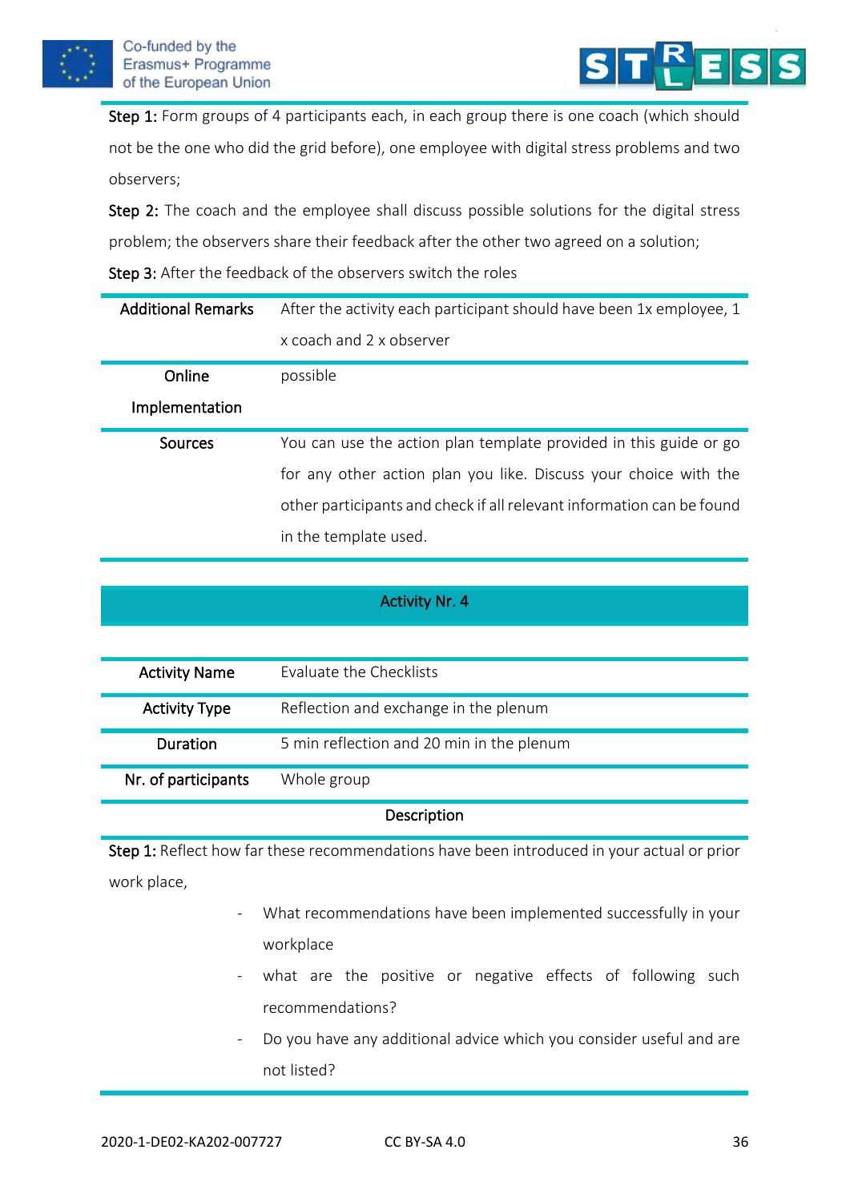**Step 1:** Form groups of 4 participants each, in each group there is one coach (which should not be the one who did the grid before), one employee with digital stress problems and two observers;

**Step 2:** The coach and the employee shall discuss possible solutions for the digital stress problem; the observers share their feedback after the other two agreed on a solution;

**Step 3:** After the feedback of the observers switch the roles

| | |
|---|---|
| **Additional Remarks** | After the activity each participant should have been 1x employee, 1 x coach and 2 x observer |
| **Online Implementation** | possible |
| **Sources** | You can use the action plan template provided in this guide or go for any other action plan you like. Discuss your choice with the other participants and check if all relevant information can be found in the template used. |

## Activity Nr. 4

| | |
|---|---|
| **Activity Name** | Evaluate the Checklists |
| **Activity Type** | Reflection and exchange in the plenum |
| **Duration** | 5 min reflection and 20 min in the plenum |
| **Nr. of participants** | Whole group |

**Description**

**Step 1:** Reflect how far these recommendations have been introduced in your actual or prior work place,

- What recommendations have been implemented successfully in your workplace
- what are the positive or negative effects of following such recommendations?
- Do you have any additional advice which you consider useful and are not listed?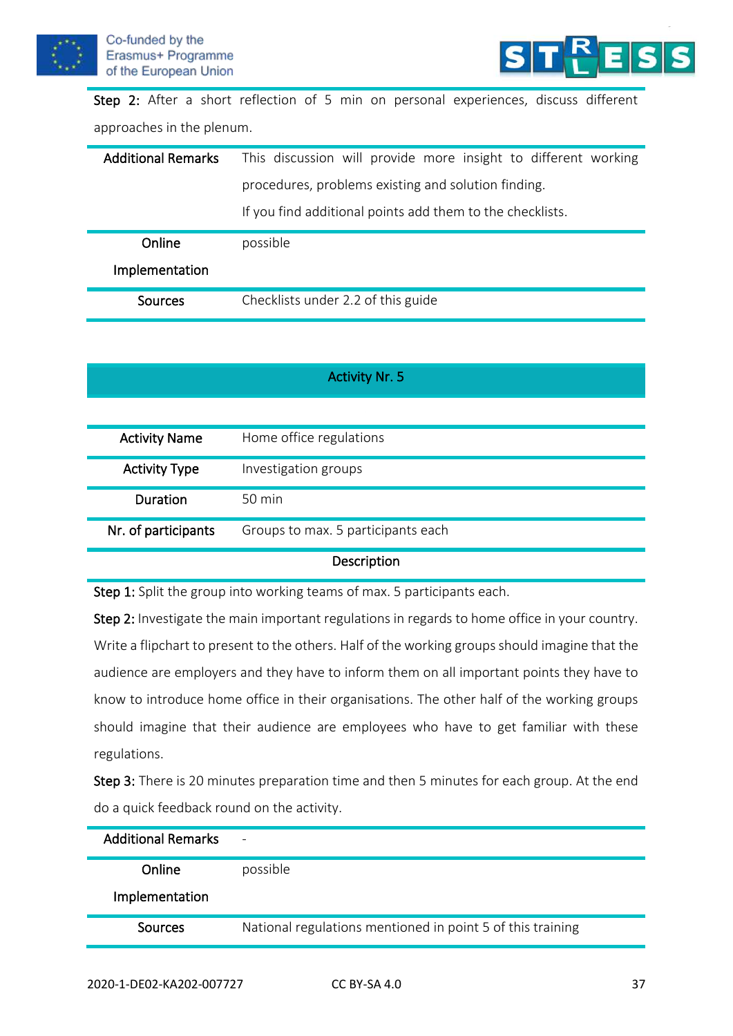**Step 2:** After a short reflection of 5 min on personal experiences, discuss different approaches in the plenum.

| | |
|---|---|
| **Additional Remarks** | This discussion will provide more insight to different working procedures, problems existing and solution finding.<br>If you find additional points add them to the checklists. |
| **Online Implementation** | possible |
| **Sources** | Checklists under 2.2 of this guide |

## Activity Nr. 5

| | |
|---|---|
| **Activity Name** | Home office regulations |
| **Activity Type** | Investigation groups |
| **Duration** | 50 min |
| **Nr. of participants** | Groups to max. 5 participants each |

**Description**

**Step 1:** Split the group into working teams of max. 5 participants each.

**Step 2:** Investigate the main important regulations in regards to home office in your country. Write a flipchart to present to the others. Half of the working groups should imagine that the audience are employers and they have to inform them on all important points they have to know to introduce home office in their organisations. The other half of the working groups should imagine that their audience are employees who have to get familiar with these regulations.

**Step 3:** There is 20 minutes preparation time and then 5 minutes for each group. At the end do a quick feedback round on the activity.

| | |
|---|---|
| **Additional Remarks** | - |
| **Online Implementation** | possible |
| **Sources** | National regulations mentioned in point 5 of this training |

2020-1-DE02-KA202-007727 CC BY-SA 4.0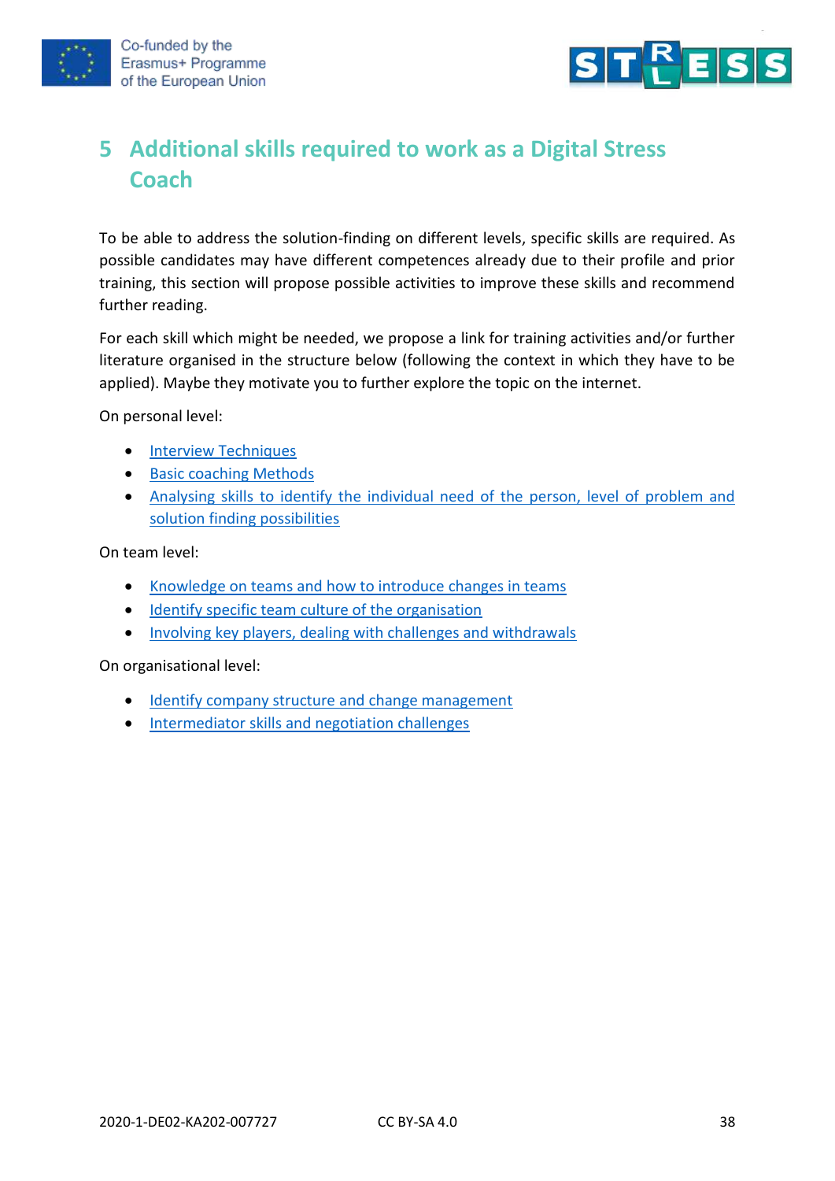# 5 Additional skills required to work as a Digital Stress Coach

To be able to address the solution-finding on different levels, specific skills are required. As possible candidates may have different competences already due to their profile and prior training, this section will propose possible activities to improve these skills and recommend further reading.

For each skill which might be needed, we propose a link for training activities and/or further literature organised in the structure below (following the context in which they have to be applied). Maybe they motivate you to further explore the topic on the internet.

On personal level:

- Interview Techniques
- Basic coaching Methods
- Analysing skills to identify the individual need of the person, level of problem and solution finding possibilities

On team level:

- Knowledge on teams and how to introduce changes in teams
- Identify specific team culture of the organisation
- Involving key players, dealing with challenges and withdrawals

On organisational level:

- Identify company structure and change management
- Intermediator skills and negotiation challenges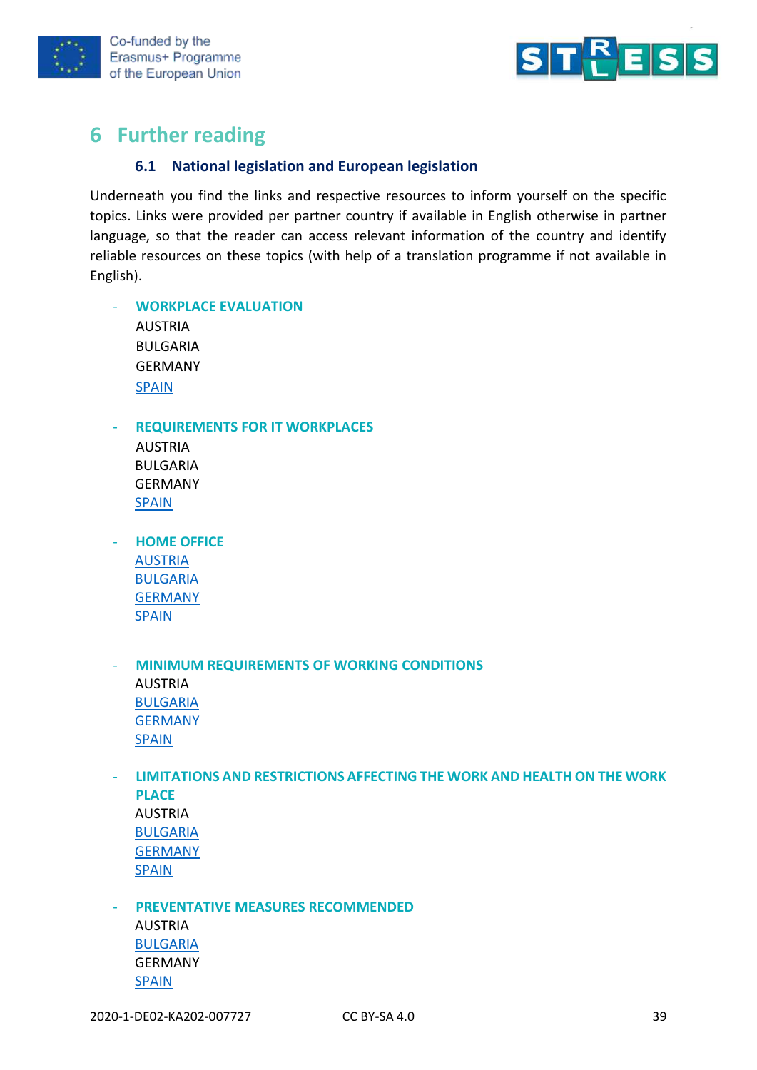# 6 Further reading

## 6.1 National legislation and European legislation

Underneath you find the links and respective resources to inform yourself on the specific topics. Links were provided per partner country if available in English otherwise in partner language, so that the reader can access relevant information of the country and identify reliable resources on these topics (with help of a translation programme if not available in English).

- **WORKPLACE EVALUATION**
  AUSTRIA
  BULGARIA
  GERMANY
  SPAIN

- **REQUIREMENTS FOR IT WORKPLACES**
  AUSTRIA
  BULGARIA
  GERMANY
  SPAIN

- **HOME OFFICE**
  AUSTRIA
  BULGARIA
  GERMANY
  SPAIN

- **MINIMUM REQUIREMENTS OF WORKING CONDITIONS**
  AUSTRIA
  BULGARIA
  GERMANY
  SPAIN

- **LIMITATIONS AND RESTRICTIONS AFFECTING THE WORK AND HEALTH ON THE WORK PLACE**
  AUSTRIA
  BULGARIA
  GERMANY
  SPAIN

- **PREVENTATIVE MEASURES RECOMMENDED**
  AUSTRIA
  BULGARIA
  GERMANY
  SPAIN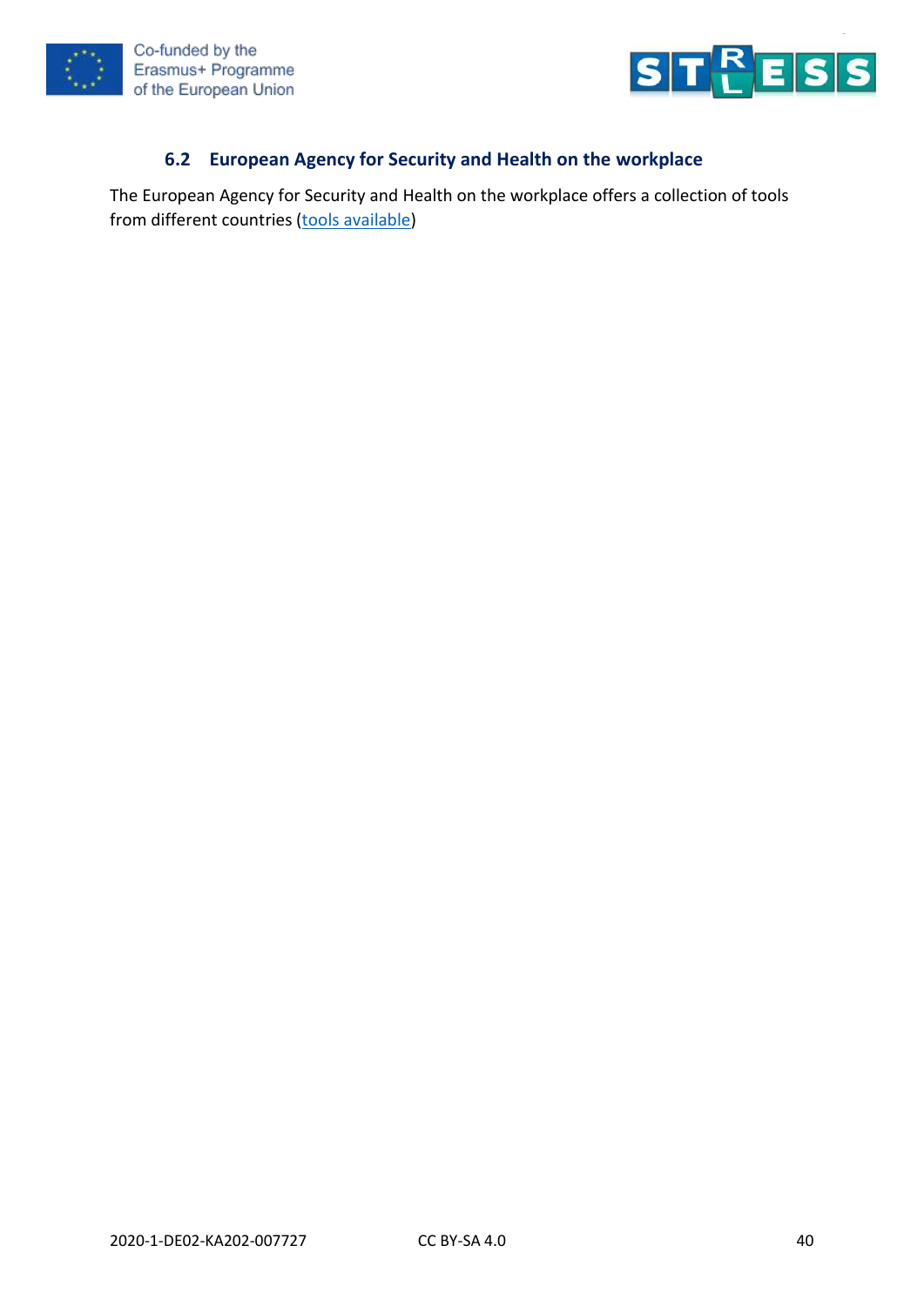## 6.2 European Agency for Security and Health on the workplace

The European Agency for Security and Health on the workplace offers a collection of tools from different countries (tools available)